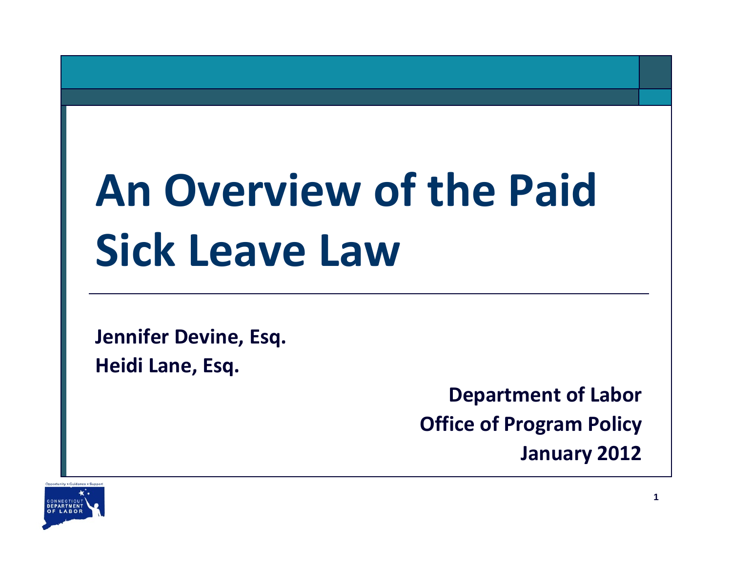# An Overview of the Paid Sick Leave Law

**Jennifer Devine, Esq.**
**Heidi Lane, Esq.**

**Department of Labor**
**Office of Program Policy**
**January 2012**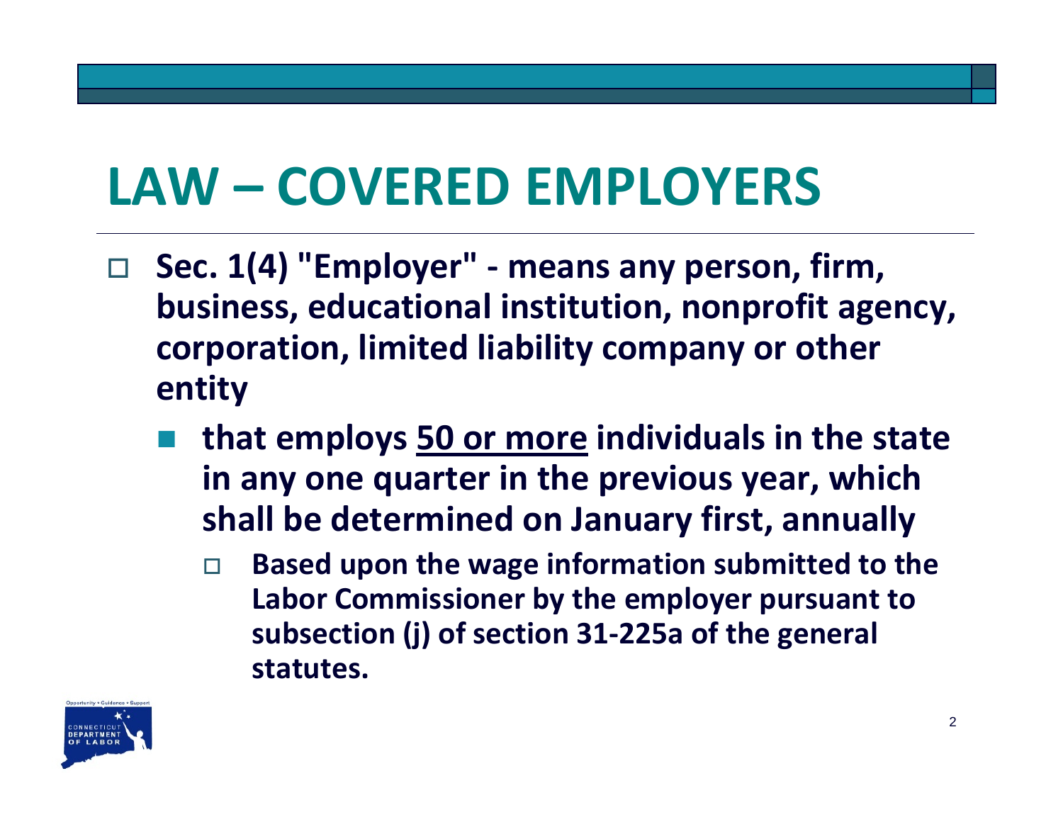# LAW – COVERED EMPLOYERS

- **Sec. 1(4) "Employer" - means any person, firm, business, educational institution, nonprofit agency, corporation, limited liability company or other entity**
  - **that employs <u>50 or more</u> individuals in the state in any one quarter in the previous year, which shall be determined on January first, annually**
    - **Based upon the wage information submitted to the Labor Commissioner by the employer pursuant to subsection (j) of section 31-225a of the general statutes.**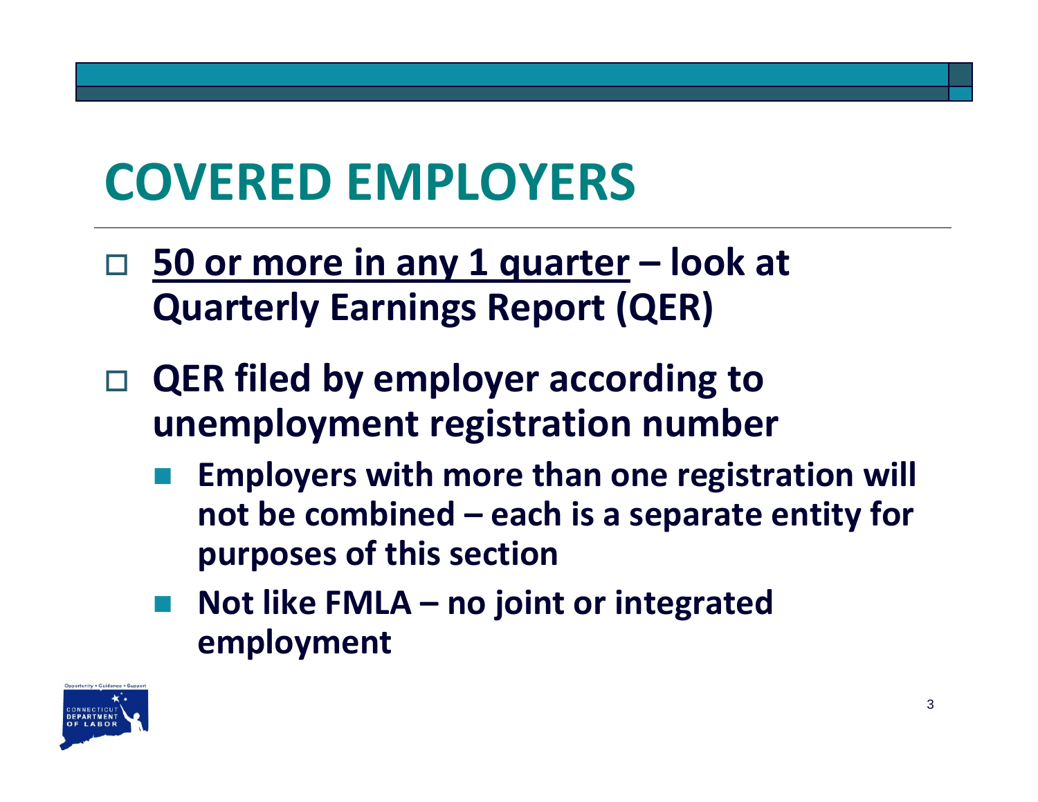# COVERED EMPLOYERS

- **<u>50 or more in any 1 quarter</u> – look at Quarterly Earnings Report (QER)**
- **QER filed by employer according to unemployment registration number**
  - **Employers with more than one registration will not be combined – each is a separate entity for purposes of this section**
  - **Not like FMLA – no joint or integrated employment**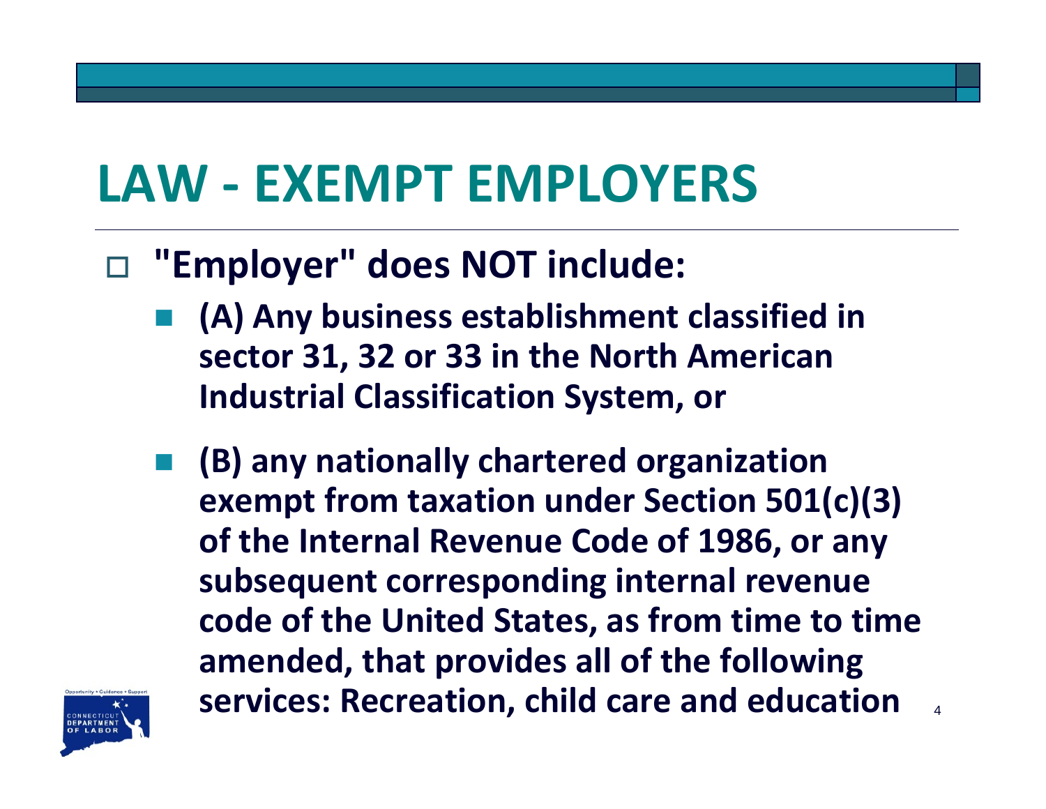# LAW - EXEMPT EMPLOYERS

- **"Employer" does NOT include:**
  - **(A) Any business establishment classified in sector 31, 32 or 33 in the North American Industrial Classification System, or**
  - **(B) any nationally chartered organization exempt from taxation under Section 501(c)(3) of the Internal Revenue Code of 1986, or any subsequent corresponding internal revenue code of the United States, as from time to time amended, that provides all of the following services: Recreation, child care and education**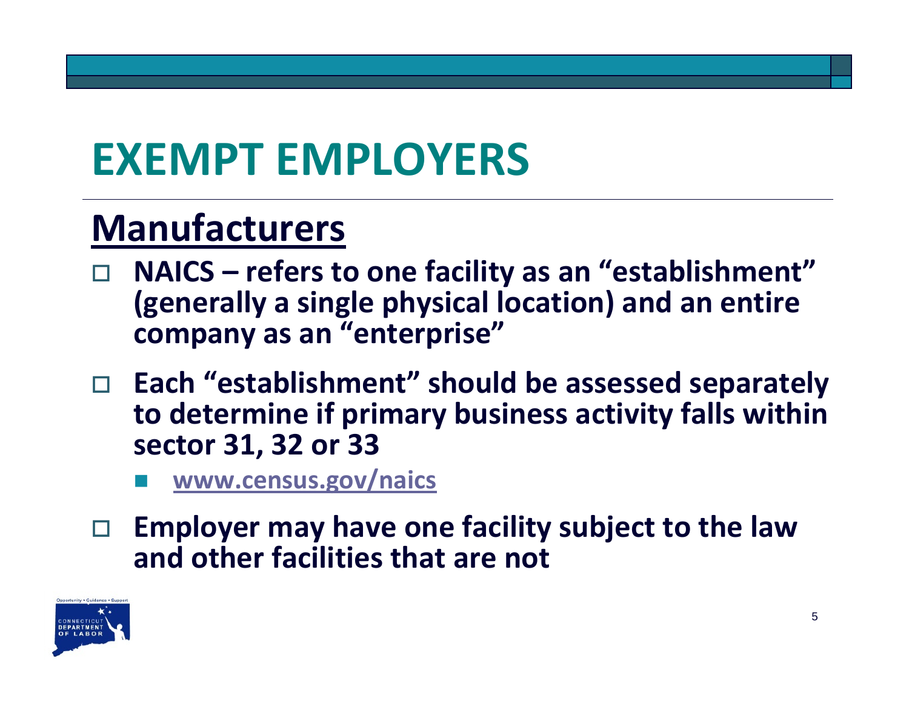# EXEMPT EMPLOYERS

## Manufacturers

- **NAICS – refers to one facility as an "establishment" (generally a single physical location) and an entire company as an "enterprise"**
- **Each "establishment" should be assessed separately to determine if primary business activity falls within sector 31, 32 or 33**
  - **www.census.gov/naics**
- **Employer may have one facility subject to the law and other facilities that are not**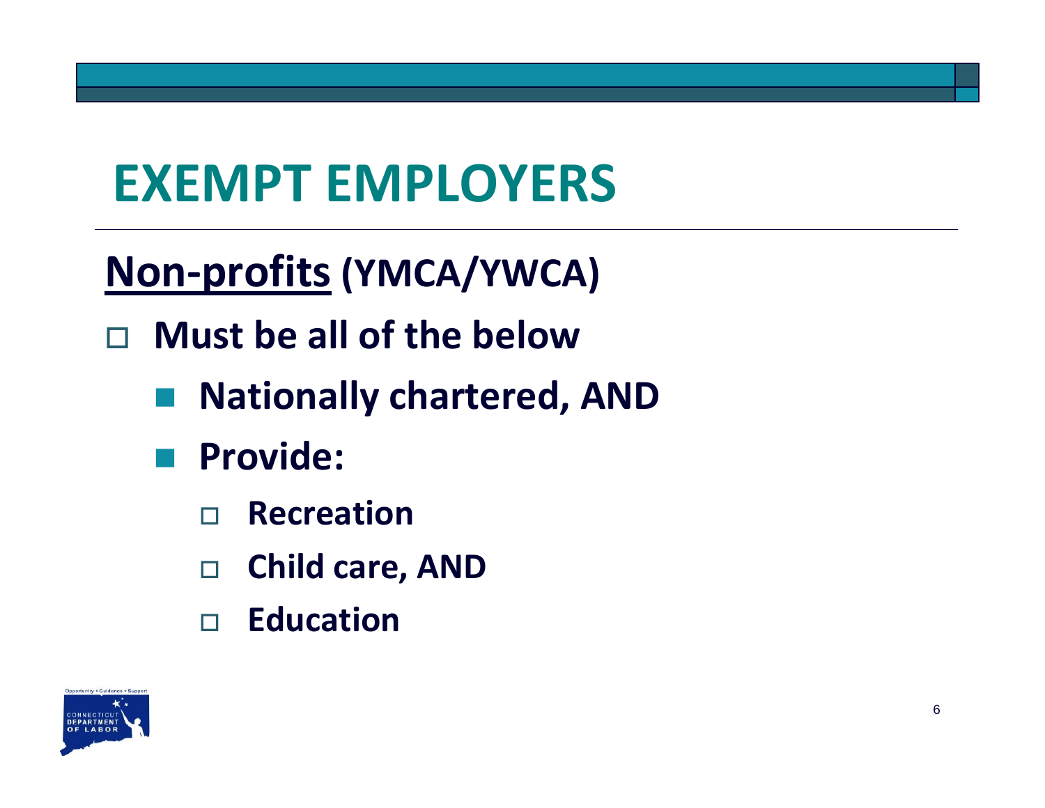# EXEMPT EMPLOYERS

## <u>Non-profits</u> (YMCA/YWCA)

- **Must be all of the below**
  - **Nationally chartered, AND**
  - **Provide:**
    - **Recreation**
    - **Child care, AND**
    - **Education**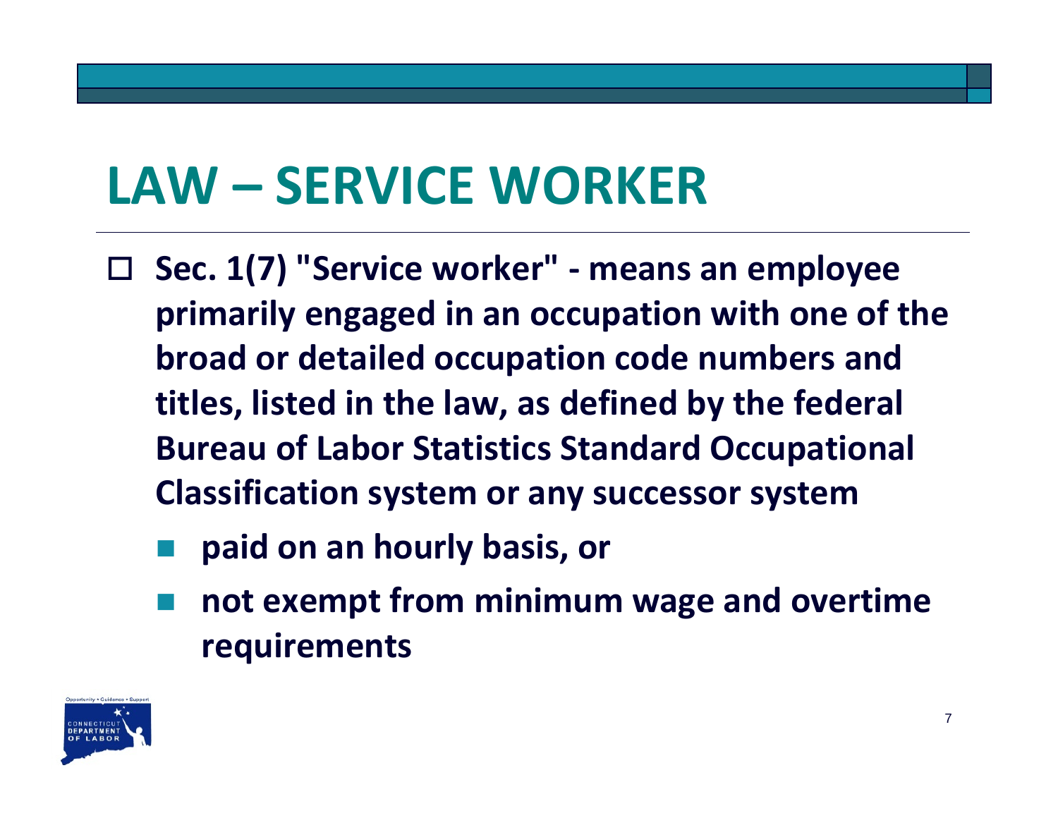# LAW – SERVICE WORKER

- **Sec. 1(7) "Service worker" - means an employee primarily engaged in an occupation with one of the broad or detailed occupation code numbers and titles, listed in the law, as defined by the federal Bureau of Labor Statistics Standard Occupational Classification system or any successor system**
  - **paid on an hourly basis, or**
  - **not exempt from minimum wage and overtime requirements**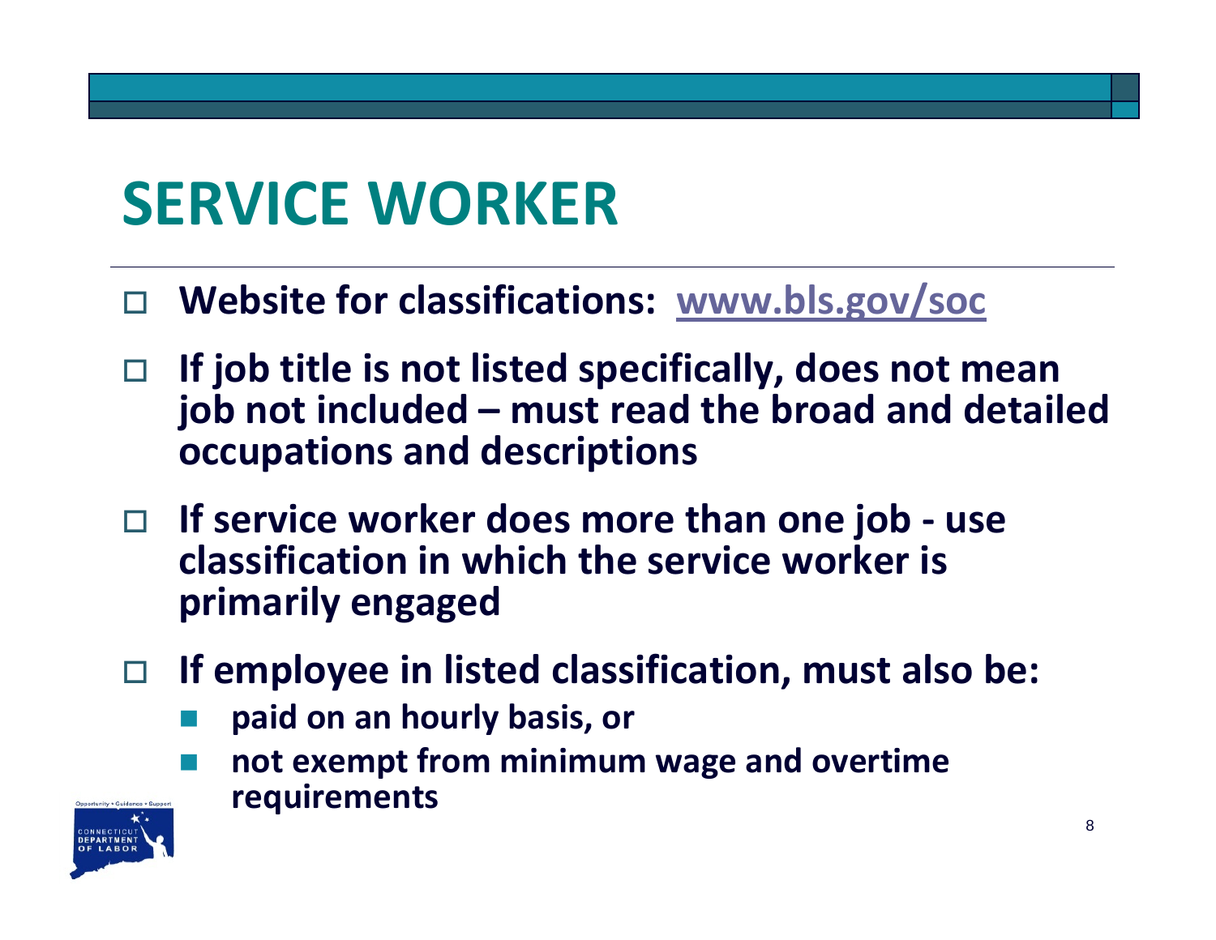# SERVICE WORKER

- **Website for classifications: [www.bls.gov/soc](http://www.bls.gov/soc)**
- **If job title is not listed specifically, does not mean job not included – must read the broad and detailed occupations and descriptions**
- **If service worker does more than one job - use classification in which the service worker is primarily engaged**
- **If employee in listed classification, must also be:**
  - **paid on an hourly basis, or**
  - **not exempt from minimum wage and overtime requirements**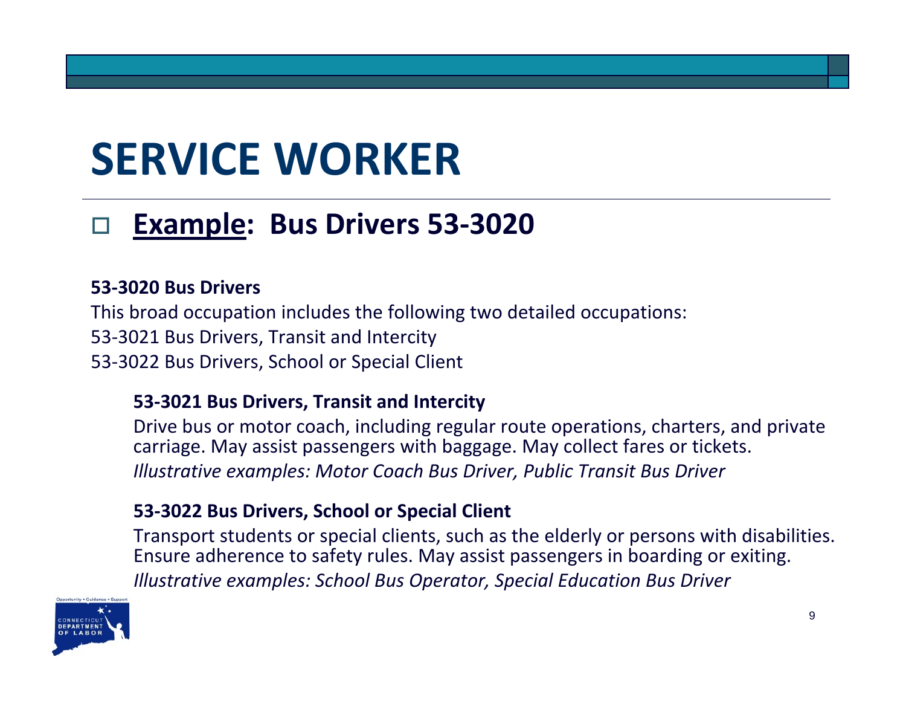# SERVICE WORKER

- **Example: Bus Drivers 53-3020**

**53-3020 Bus Drivers**

This broad occupation includes the following two detailed occupations:
53-3021 Bus Drivers, Transit and Intercity
53-3022 Bus Drivers, School or Special Client

**53-3021 Bus Drivers, Transit and Intercity**

Drive bus or motor coach, including regular route operations, charters, and private carriage. May assist passengers with baggage. May collect fares or tickets.

*Illustrative examples: Motor Coach Bus Driver, Public Transit Bus Driver*

**53-3022 Bus Drivers, School or Special Client**

Transport students or special clients, such as the elderly or persons with disabilities. Ensure adherence to safety rules. May assist passengers in boarding or exiting.

*Illustrative examples: School Bus Operator, Special Education Bus Driver*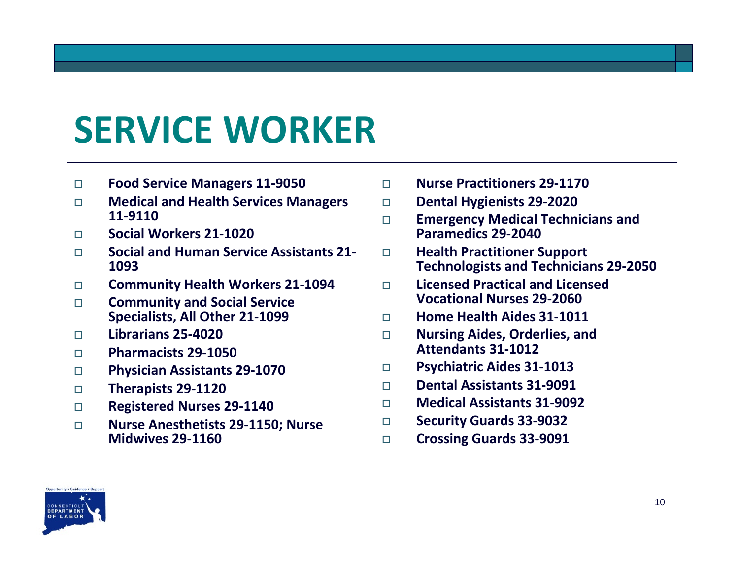# SERVICE WORKER

- **Food Service Managers 11-9050**
- **Medical and Health Services Managers 11-9110**
- **Social Workers 21-1020**
- **Social and Human Service Assistants 21-1093**
- **Community Health Workers 21-1094**
- **Community and Social Service Specialists, All Other 21-1099**
- **Librarians 25-4020**
- **Pharmacists 29-1050**
- **Physician Assistants 29-1070**
- **Therapists 29-1120**
- **Registered Nurses 29-1140**
- **Nurse Anesthetists 29-1150; Nurse Midwives 29-1160**
- **Nurse Practitioners 29-1170**
- **Dental Hygienists 29-2020**
- **Emergency Medical Technicians and Paramedics 29-2040**
- **Health Practitioner Support Technologists and Technicians 29-2050**
- **Licensed Practical and Licensed Vocational Nurses 29-2060**
- **Home Health Aides 31-1011**
- **Nursing Aides, Orderlies, and Attendants 31-1012**
- **Psychiatric Aides 31-1013**
- **Dental Assistants 31-9091**
- **Medical Assistants 31-9092**
- **Security Guards 33-9032**
- **Crossing Guards 33-9091**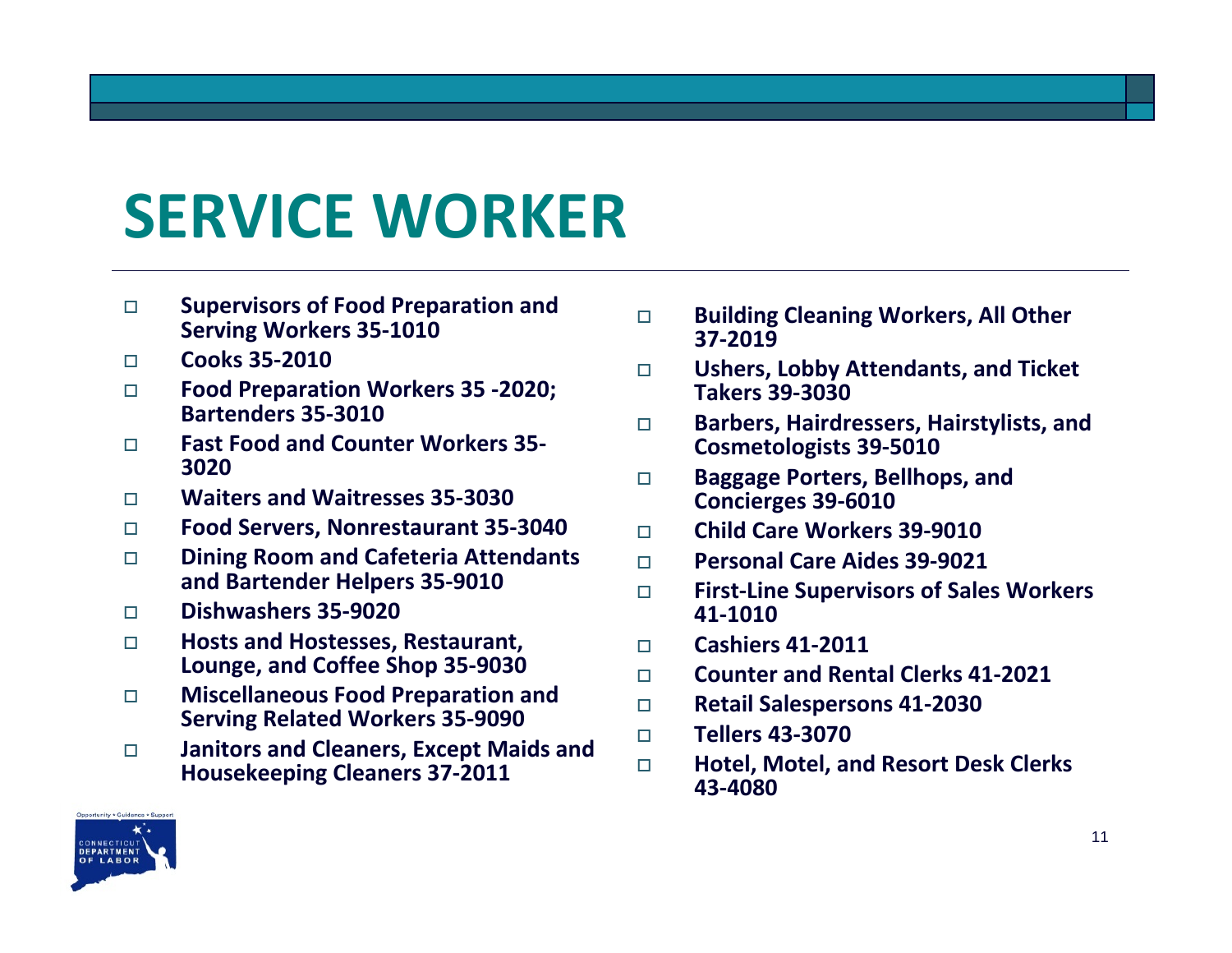# SERVICE WORKER

- **Supervisors of Food Preparation and Serving Workers 35-1010**
- **Cooks 35-2010**
- **Food Preparation Workers 35 -2020; Bartenders 35-3010**
- **Fast Food and Counter Workers 35-3020**
- **Waiters and Waitresses 35-3030**
- **Food Servers, Nonrestaurant 35-3040**
- **Dining Room and Cafeteria Attendants and Bartender Helpers 35-9010**
- **Dishwashers 35-9020**
- **Hosts and Hostesses, Restaurant, Lounge, and Coffee Shop 35-9030**
- **Miscellaneous Food Preparation and Serving Related Workers 35-9090**
- **Janitors and Cleaners, Except Maids and Housekeeping Cleaners 37-2011**
- **Building Cleaning Workers, All Other 37-2019**
- **Ushers, Lobby Attendants, and Ticket Takers 39-3030**
- **Barbers, Hairdressers, Hairstylists, and Cosmetologists 39-5010**
- **Baggage Porters, Bellhops, and Concierges 39-6010**
- **Child Care Workers 39-9010**
- **Personal Care Aides 39-9021**
- **First-Line Supervisors of Sales Workers 41-1010**
- **Cashiers 41-2011**
- **Counter and Rental Clerks 41-2021**
- **Retail Salespersons 41-2030**
- **Tellers 43-3070**
- **Hotel, Motel, and Resort Desk Clerks 43-4080**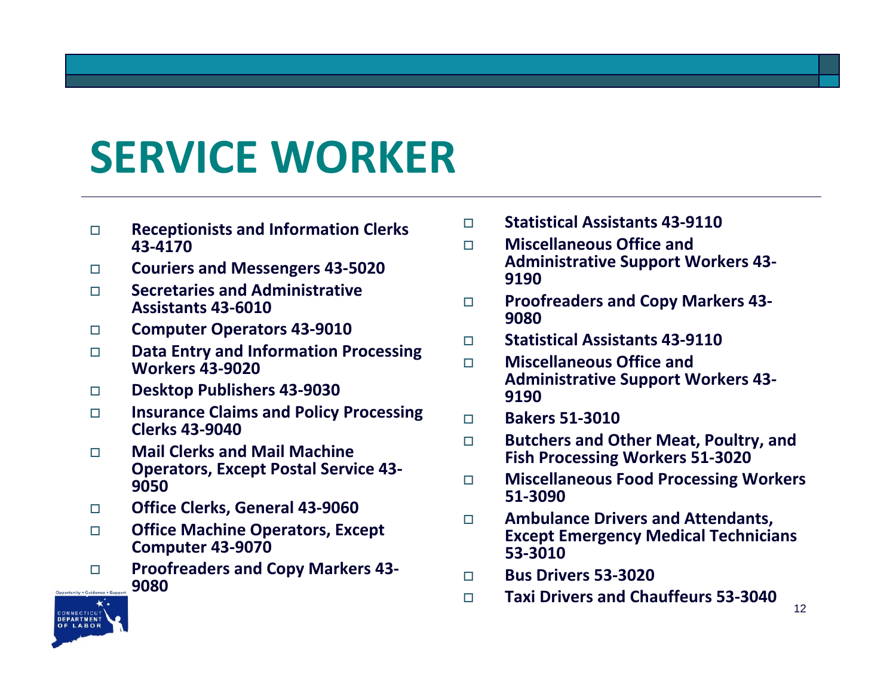# SERVICE WORKER

- Receptionists and Information Clerks 43-4170
- Couriers and Messengers 43-5020
- Secretaries and Administrative Assistants 43-6010
- Computer Operators 43-9010
- Data Entry and Information Processing Workers 43-9020
- Desktop Publishers 43-9030
- Insurance Claims and Policy Processing Clerks 43-9040
- Mail Clerks and Mail Machine Operators, Except Postal Service 43-9050
- Office Clerks, General 43-9060
- Office Machine Operators, Except Computer 43-9070
- Proofreaders and Copy Markers 43-9080
- Statistical Assistants 43-9110
- Miscellaneous Office and Administrative Support Workers 43-9190
- Proofreaders and Copy Markers 43-9080
- Statistical Assistants 43-9110
- Miscellaneous Office and Administrative Support Workers 43-9190
- Bakers 51-3010
- Butchers and Other Meat, Poultry, and Fish Processing Workers 51-3020
- Miscellaneous Food Processing Workers 51-3090
- Ambulance Drivers and Attendants, Except Emergency Medical Technicians 53-3010
- Bus Drivers 53-3020
- Taxi Drivers and Chauffeurs 53-3040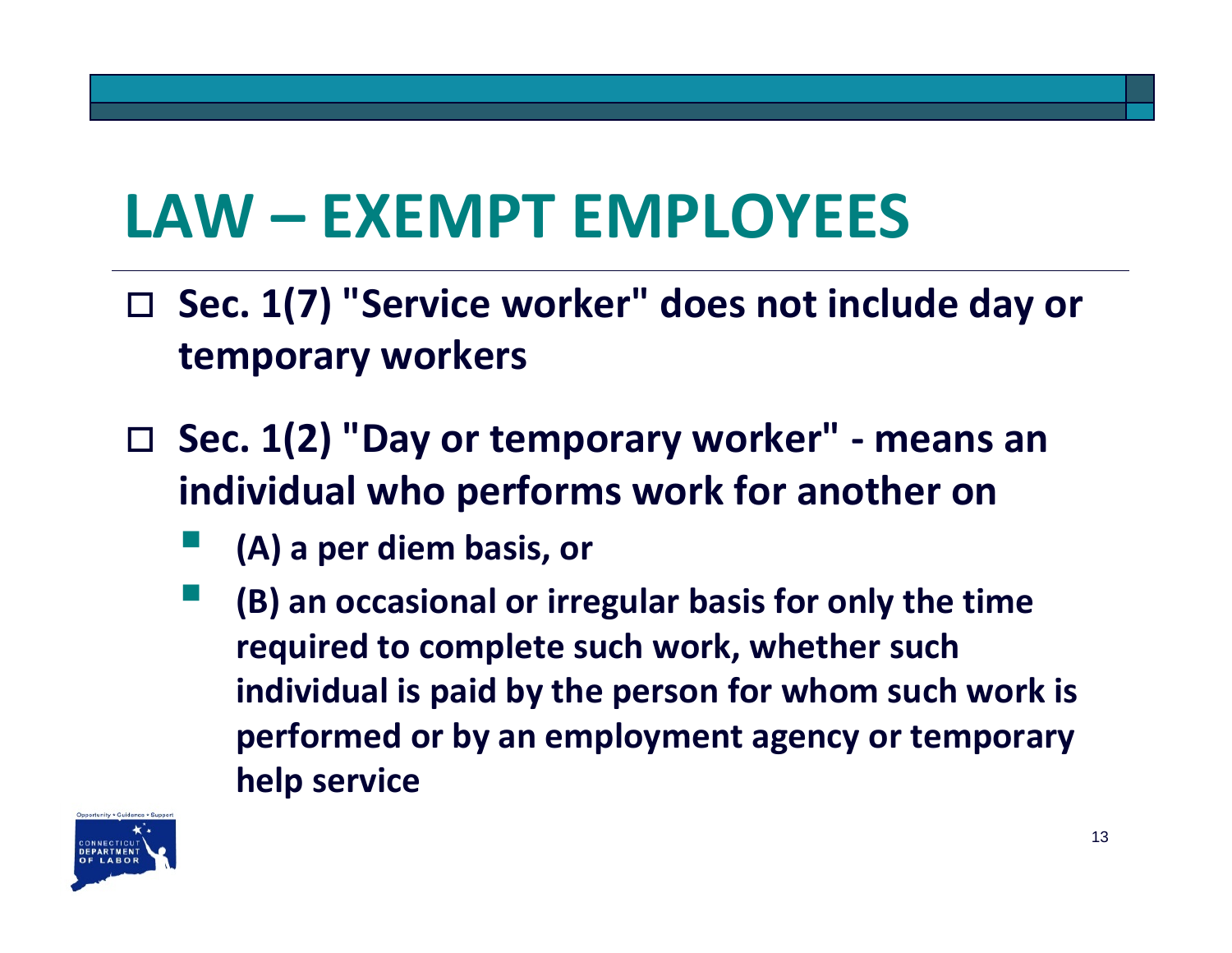# LAW – EXEMPT EMPLOYEES

- **Sec. 1(7) "Service worker" does not include day or temporary workers**
- **Sec. 1(2) "Day or temporary worker" - means an individual who performs work for another on**
  - **(A) a per diem basis, or**
  - **(B) an occasional or irregular basis for only the time required to complete such work, whether such individual is paid by the person for whom such work is performed or by an employment agency or temporary help service**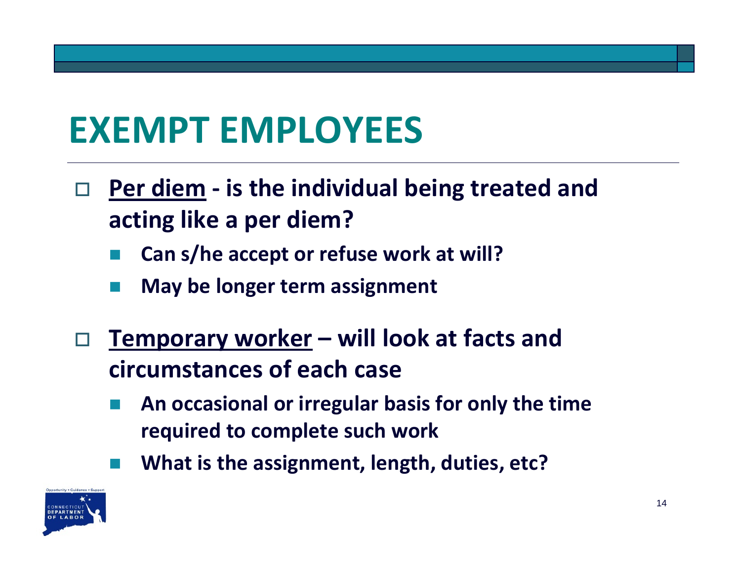# EXEMPT EMPLOYEES

- **Per diem - is the individual being treated and acting like a per diem?**
  - **Can s/he accept or refuse work at will?**
  - **May be longer term assignment**
- **Temporary worker – will look at facts and circumstances of each case**
  - **An occasional or irregular basis for only the time required to complete such work**
  - **What is the assignment, length, duties, etc?**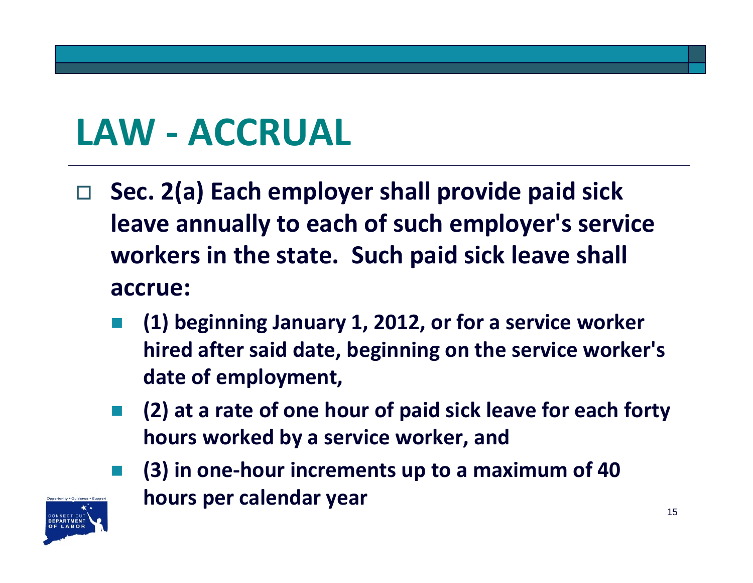# LAW - ACCRUAL

- **Sec. 2(a) Each employer shall provide paid sick leave annually to each of such employer's service workers in the state. Such paid sick leave shall accrue:**
  - **(1) beginning January 1, 2012, or for a service worker hired after said date, beginning on the service worker's date of employment,**
  - **(2) at a rate of one hour of paid sick leave for each forty hours worked by a service worker, and**
  - **(3) in one-hour increments up to a maximum of 40 hours per calendar year**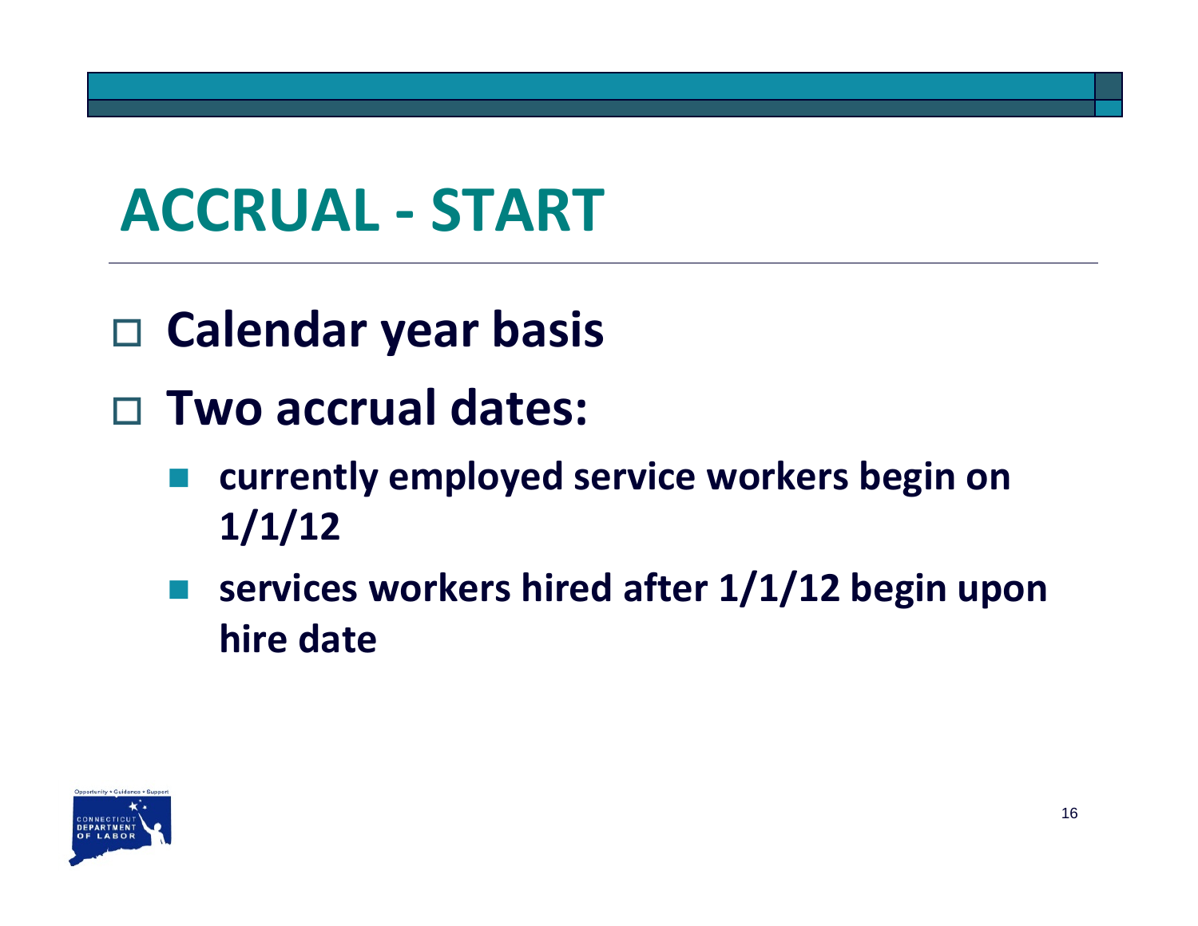# ACCRUAL - START

- **Calendar year basis**
- **Two accrual dates:**
  - **currently employed service workers begin on 1/1/12**
  - **services workers hired after 1/1/12 begin upon hire date**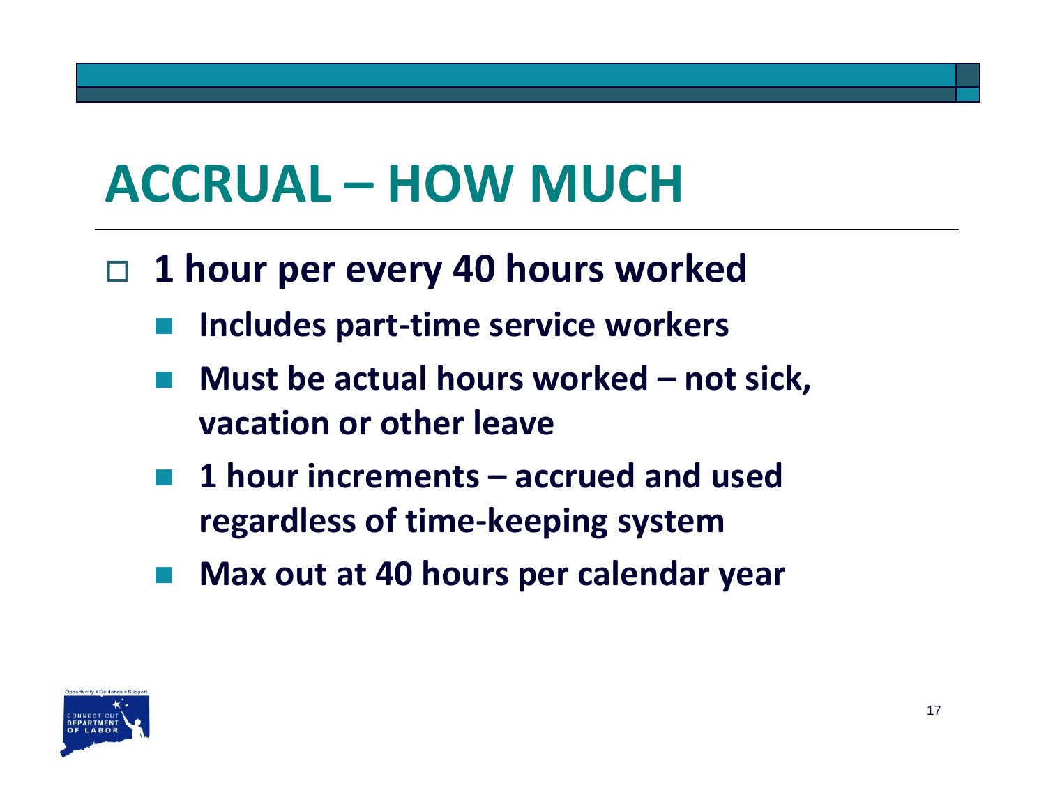# ACCRUAL – HOW MUCH

- **1 hour per every 40 hours worked**
  - **Includes part-time service workers**
  - **Must be actual hours worked – not sick, vacation or other leave**
  - **1 hour increments – accrued and used regardless of time-keeping system**
  - **Max out at 40 hours per calendar year**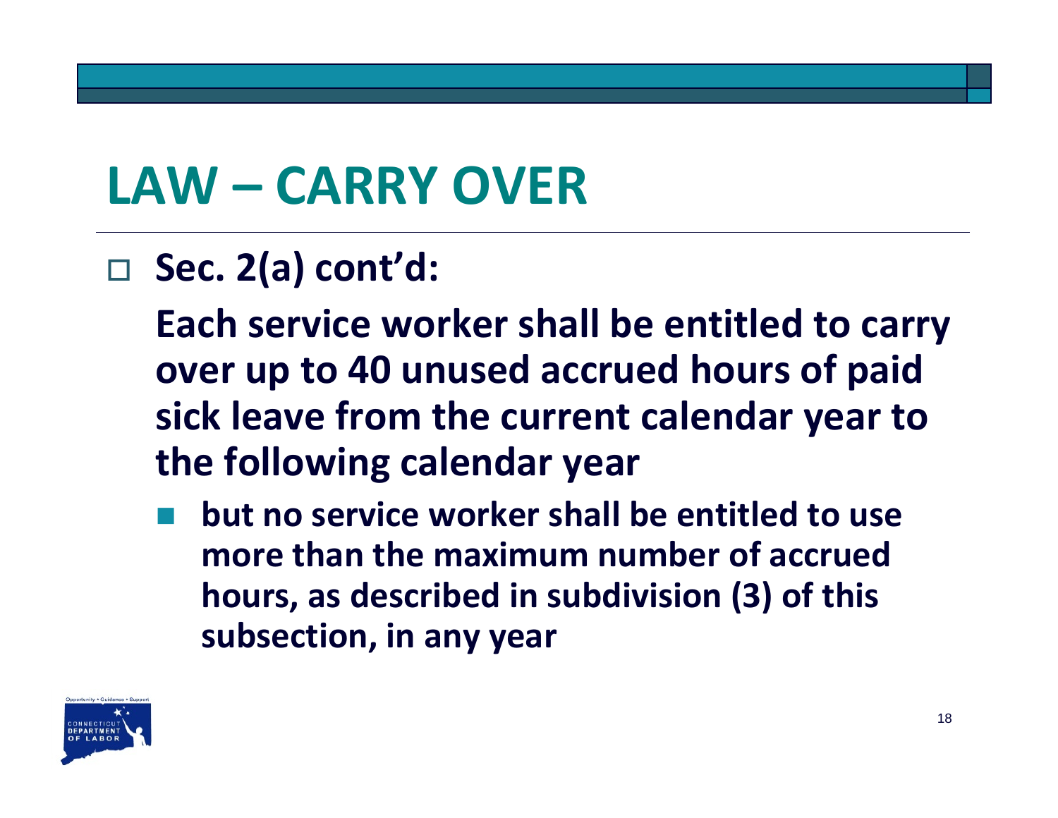# LAW – CARRY OVER

- **Sec. 2(a) cont'd:**

  **Each service worker shall be entitled to carry over up to 40 unused accrued hours of paid sick leave from the current calendar year to the following calendar year**

  - **but no service worker shall be entitled to use more than the maximum number of accrued hours, as described in subdivision (3) of this subsection, in any year**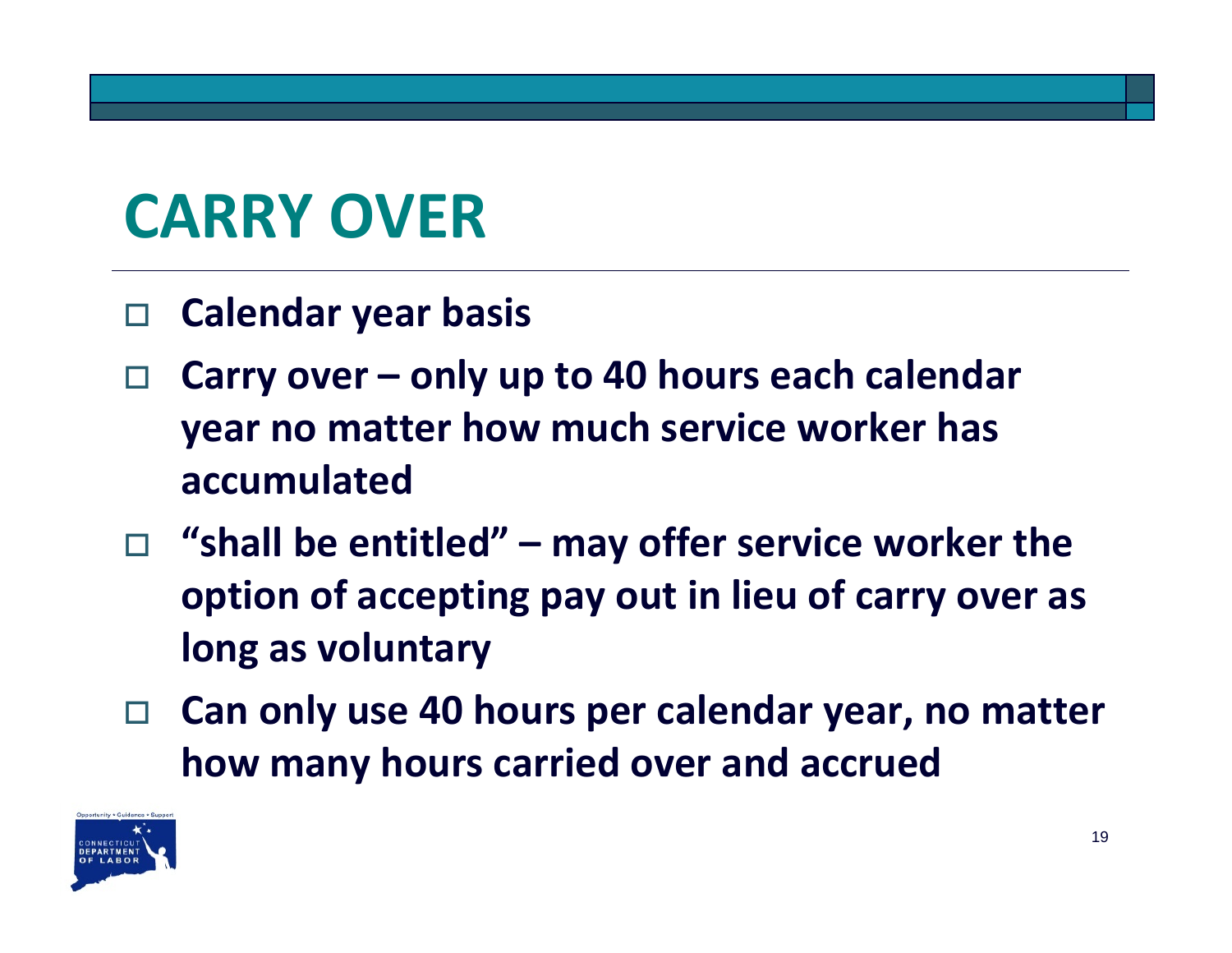# CARRY OVER

- Calendar year basis
- Carry over – only up to 40 hours each calendar year no matter how much service worker has accumulated
- "shall be entitled" – may offer service worker the option of accepting pay out in lieu of carry over as long as voluntary
- Can only use 40 hours per calendar year, no matter how many hours carried over and accrued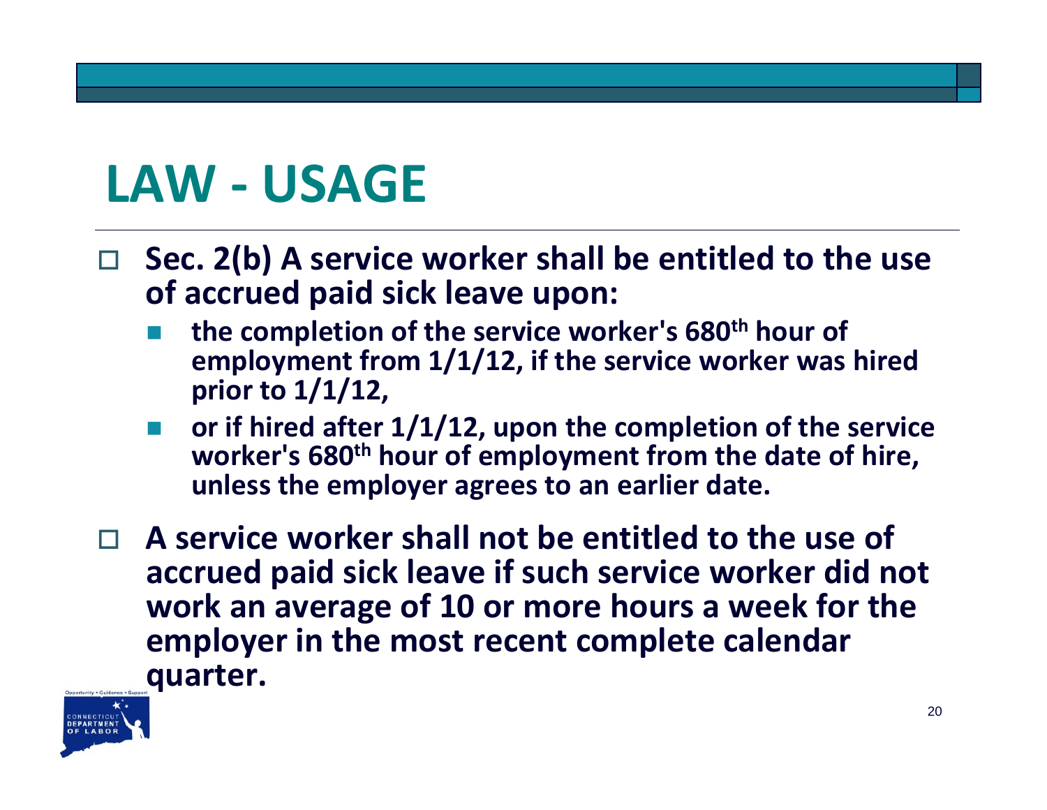# LAW - USAGE

- **Sec. 2(b) A service worker shall be entitled to the use of accrued paid sick leave upon:**
  - **the completion of the service worker's 680th hour of employment from 1/1/12, if the service worker was hired prior to 1/1/12,**
  - **or if hired after 1/1/12, upon the completion of the service worker's 680th hour of employment from the date of hire, unless the employer agrees to an earlier date.**
- **A service worker shall not be entitled to the use of accrued paid sick leave if such service worker did not work an average of 10 or more hours a week for the employer in the most recent complete calendar quarter.**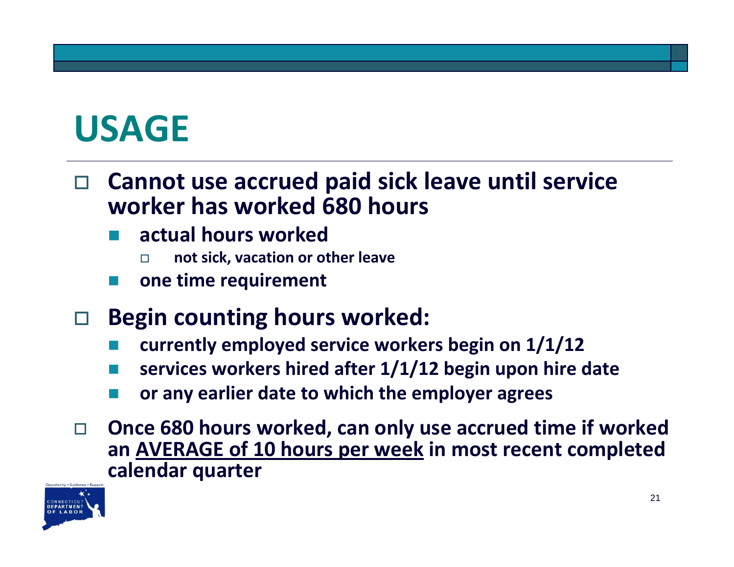# USAGE

- **Cannot use accrued paid sick leave until service worker has worked 680 hours**
  - **actual hours worked**
    - **not sick, vacation or other leave**
  - **one time requirement**
- **Begin counting hours worked:**
  - **currently employed service workers begin on 1/1/12**
  - **services workers hired after 1/1/12 begin upon hire date**
  - **or any earlier date to which the employer agrees**
- **Once 680 hours worked, can only use accrued time if worked an AVERAGE of 10 hours per week in most recent completed calendar quarter**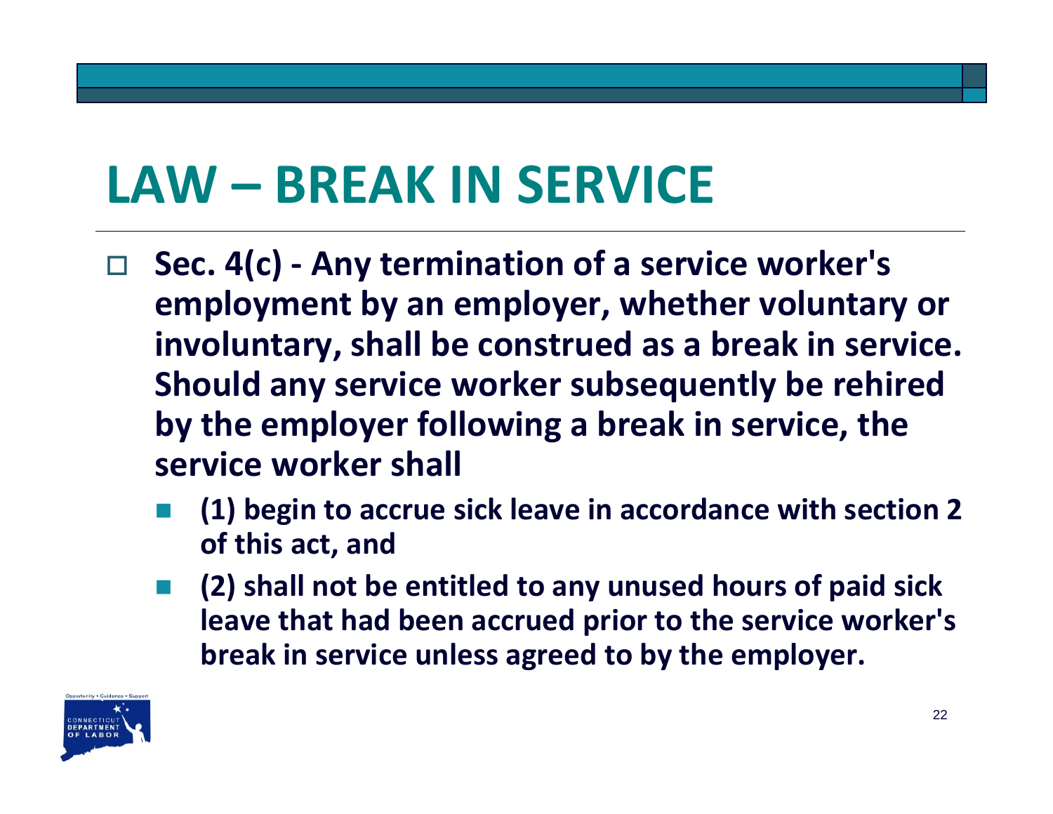# LAW – BREAK IN SERVICE

- **Sec. 4(c) - Any termination of a service worker's employment by an employer, whether voluntary or involuntary, shall be construed as a break in service. Should any service worker subsequently be rehired by the employer following a break in service, the service worker shall**
  - **(1) begin to accrue sick leave in accordance with section 2 of this act, and**
  - **(2) shall not be entitled to any unused hours of paid sick leave that had been accrued prior to the service worker's break in service unless agreed to by the employer.**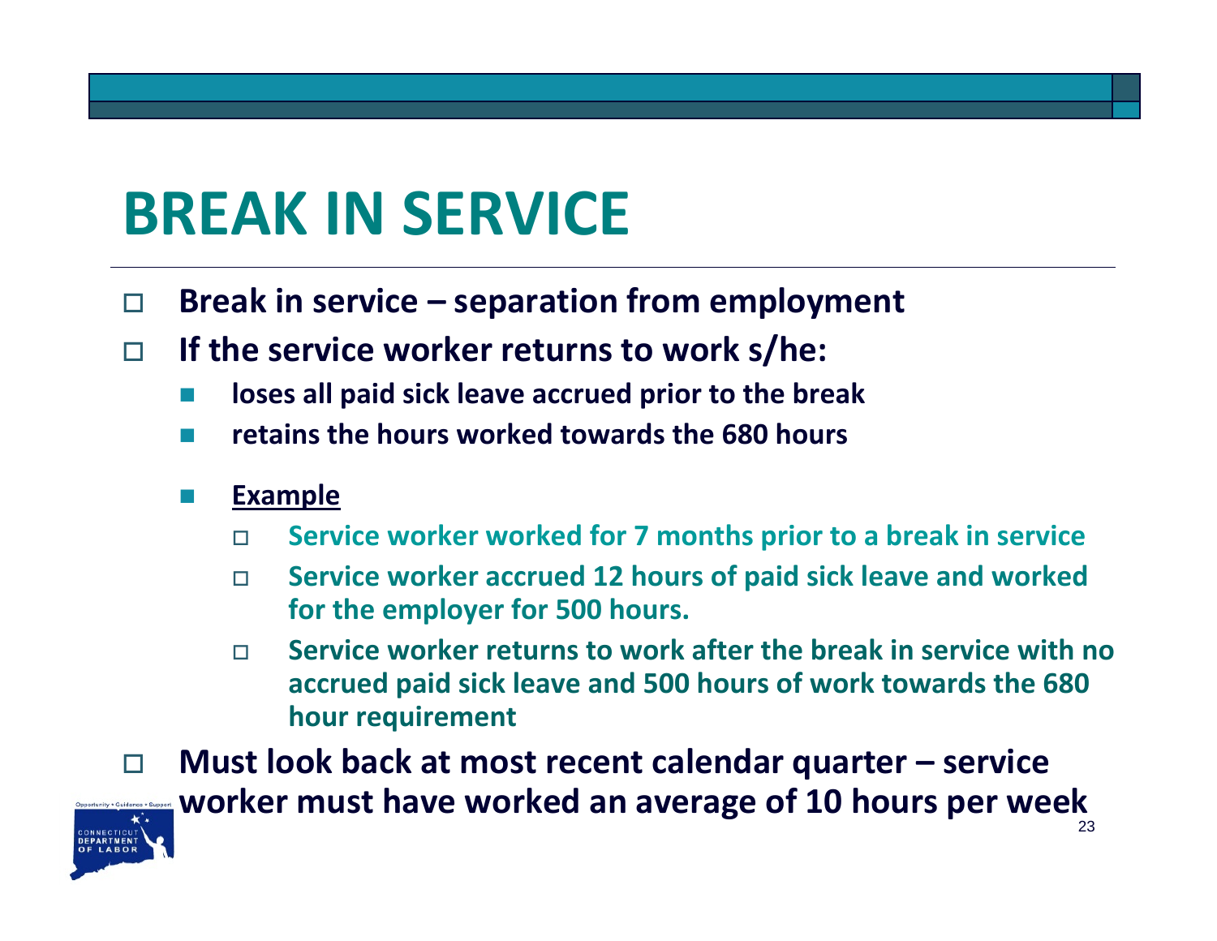# BREAK IN SERVICE

- **Break in service – separation from employment**
- **If the service worker returns to work s/he:**
  - **loses all paid sick leave accrued prior to the break**
  - **retains the hours worked towards the 680 hours**
  - **Example**
    - **Service worker worked for 7 months prior to a break in service**
    - **Service worker accrued 12 hours of paid sick leave and worked for the employer for 500 hours.**
    - **Service worker returns to work after the break in service with no accrued paid sick leave and 500 hours of work towards the 680 hour requirement**
- **Must look back at most recent calendar quarter – service worker must have worked an average of 10 hours per week**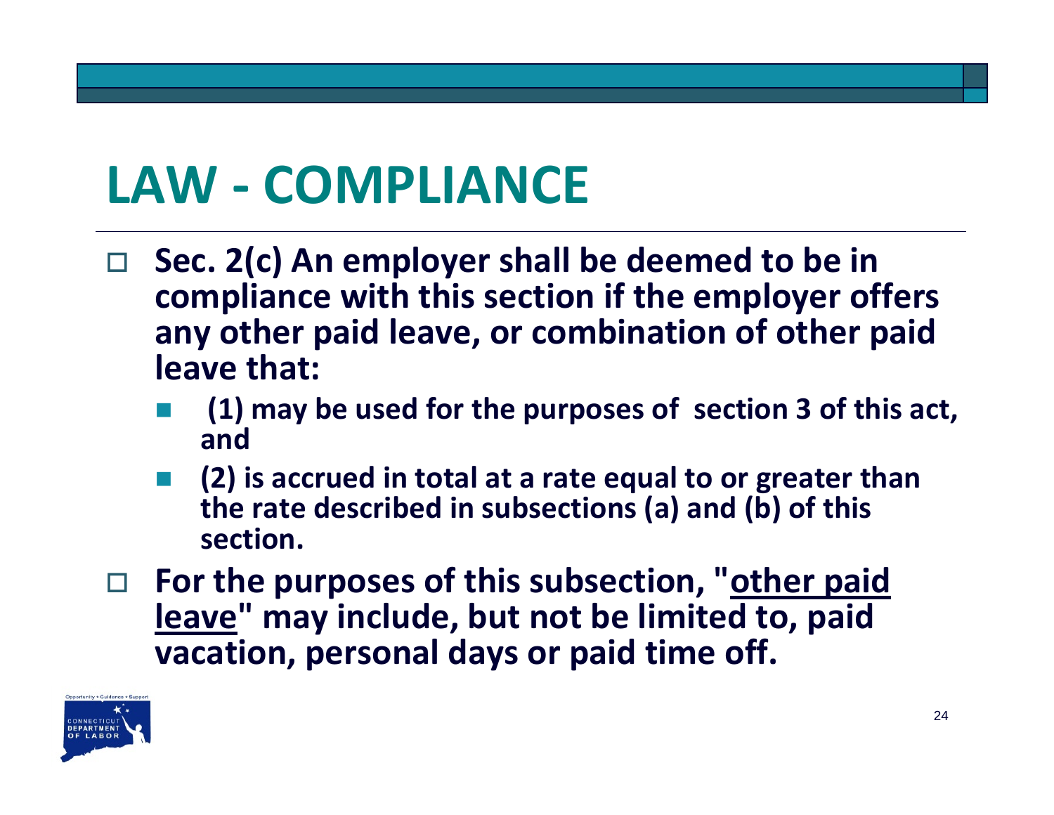# LAW - COMPLIANCE

- **Sec. 2(c) An employer shall be deemed to be in compliance with this section if the employer offers any other paid leave, or combination of other paid leave that:**
  - **(1) may be used for the purposes of section 3 of this act, and**
  - **(2) is accrued in total at a rate equal to or greater than the rate described in subsections (a) and (b) of this section.**
- **For the purposes of this subsection, "<u>other paid leave</u>" may include, but not be limited to, paid vacation, personal days or paid time off.**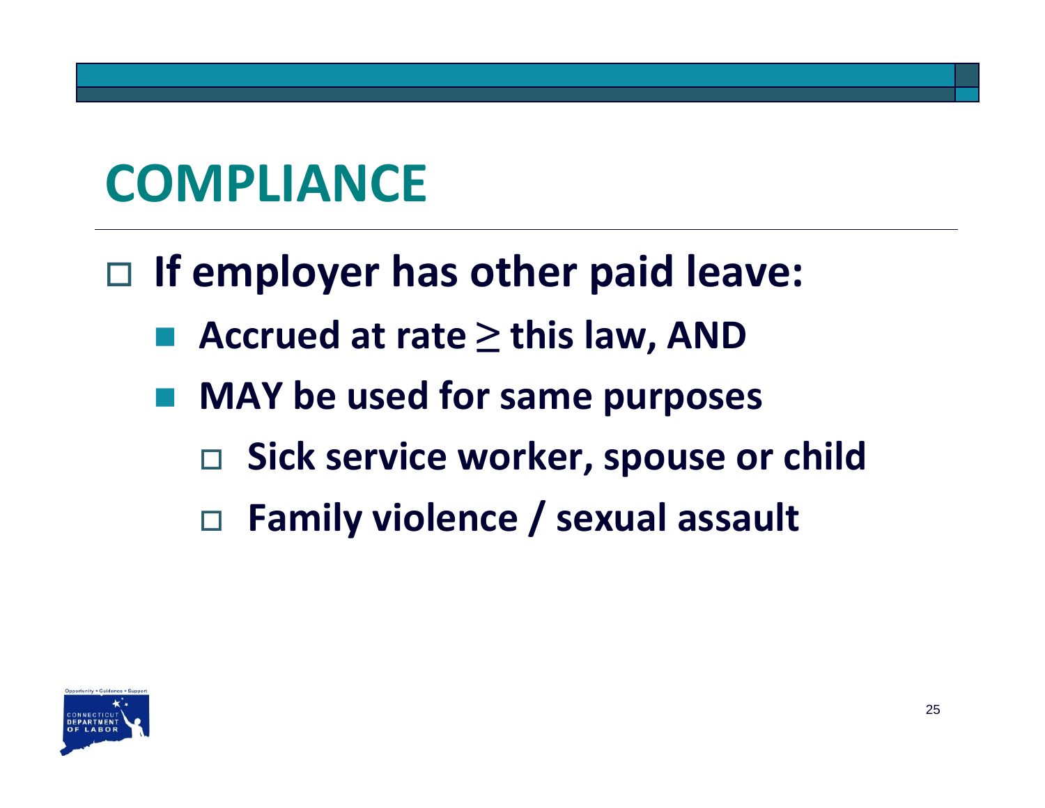# COMPLIANCE

- **If employer has other paid leave:**
  - **Accrued at rate ≥ this law, AND**
  - **MAY be used for same purposes**
    - **Sick service worker, spouse or child**
    - **Family violence / sexual assault**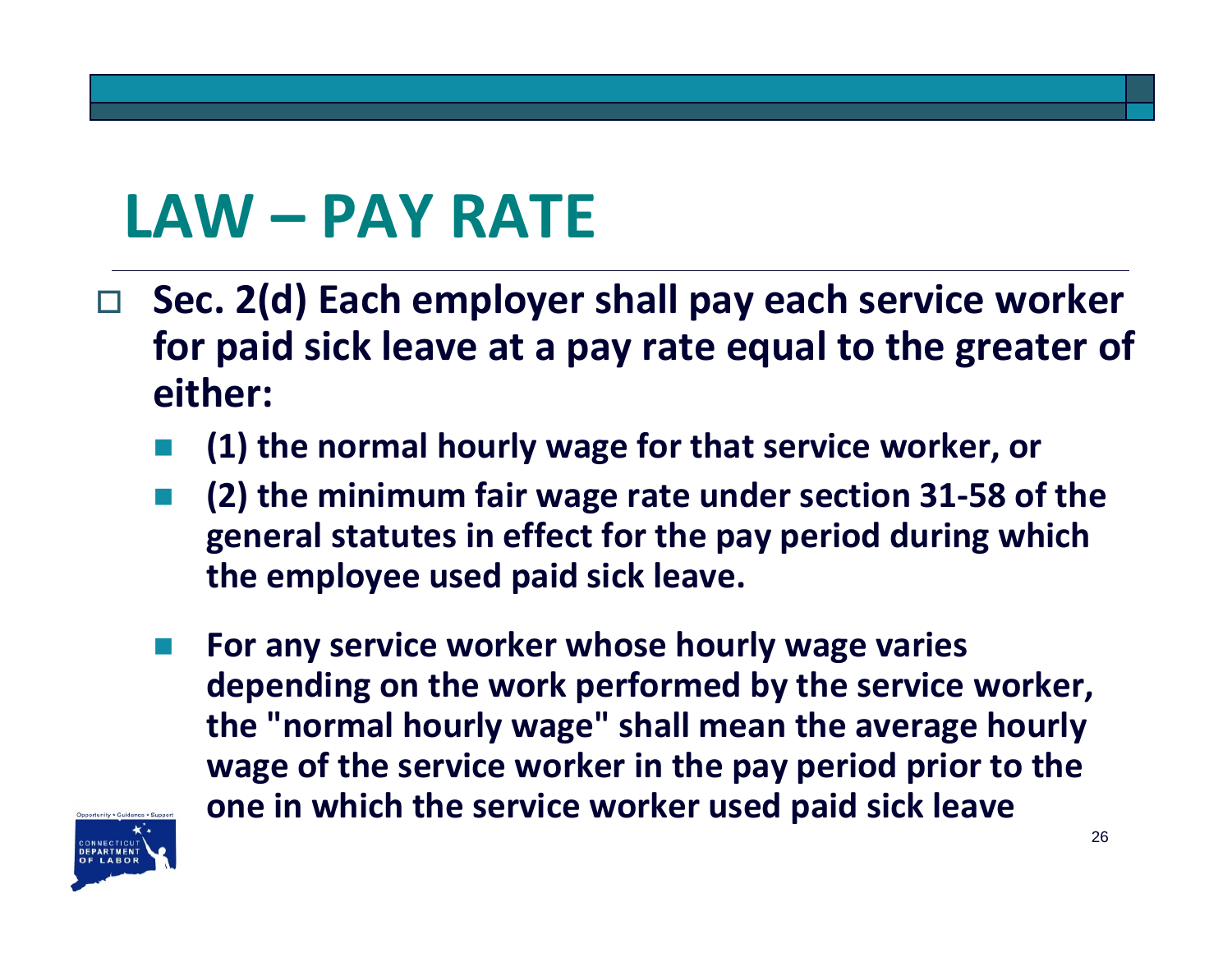# LAW – PAY RATE

- **Sec. 2(d) Each employer shall pay each service worker for paid sick leave at a pay rate equal to the greater of either:**
  - **(1) the normal hourly wage for that service worker, or**
  - **(2) the minimum fair wage rate under section 31-58 of the general statutes in effect for the pay period during which the employee used paid sick leave.**
  - **For any service worker whose hourly wage varies depending on the work performed by the service worker, the "normal hourly wage" shall mean the average hourly wage of the service worker in the pay period prior to the one in which the service worker used paid sick leave**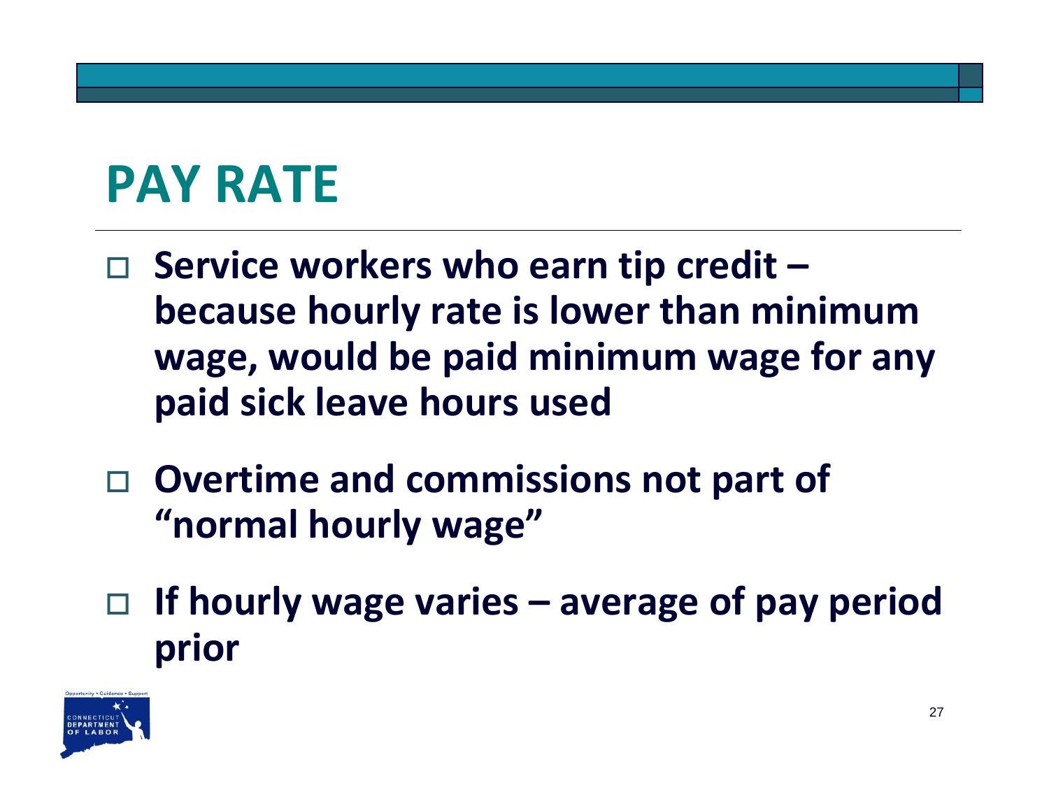# PAY RATE

- **Service workers who earn tip credit – because hourly rate is lower than minimum wage, would be paid minimum wage for any paid sick leave hours used**
- **Overtime and commissions not part of "normal hourly wage"**
- **If hourly wage varies – average of pay period prior**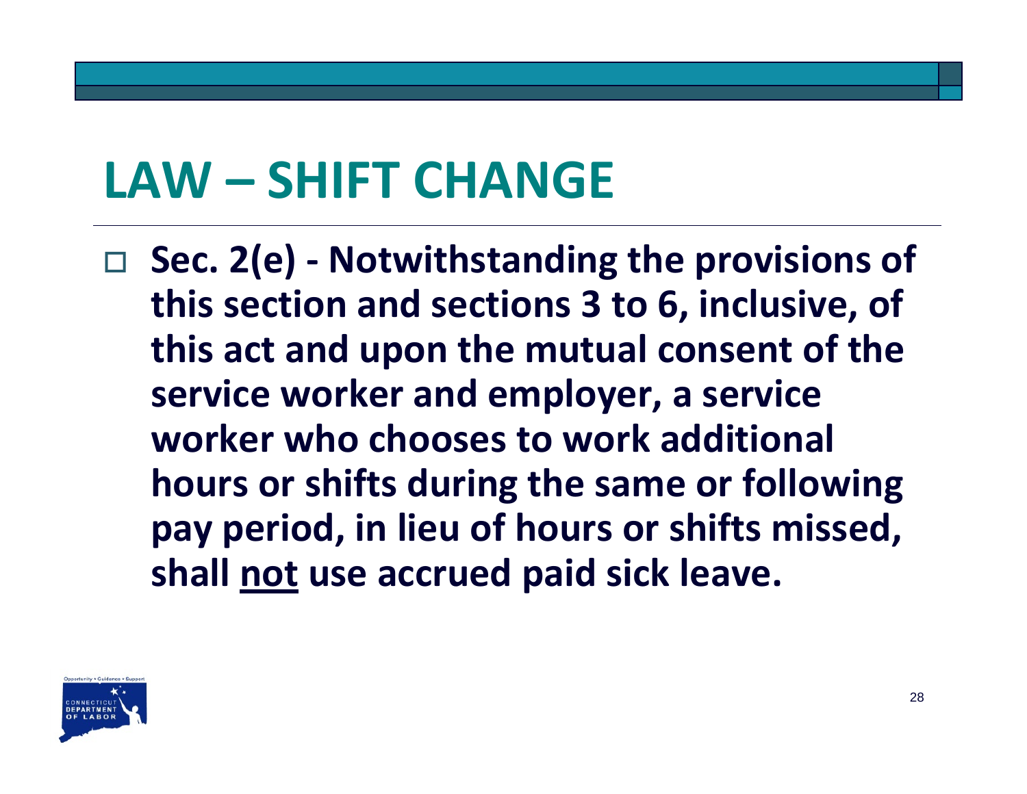# LAW – SHIFT CHANGE

- **Sec. 2(e) - Notwithstanding the provisions of this section and sections 3 to 6, inclusive, of this act and upon the mutual consent of the service worker and employer, a service worker who chooses to work additional hours or shifts during the same or following pay period, in lieu of hours or shifts missed, shall <u>not</u> use accrued paid sick leave.**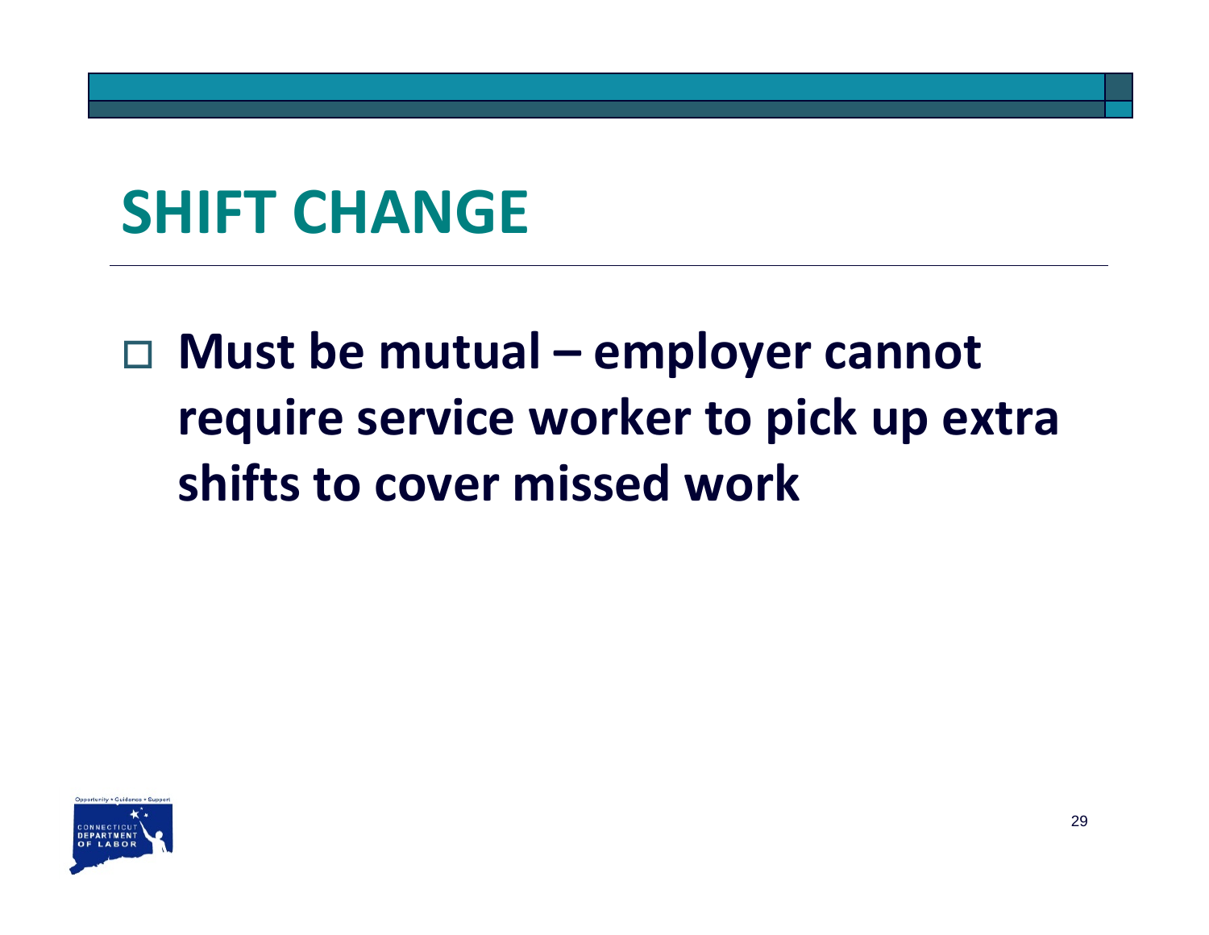# SHIFT CHANGE

- **Must be mutual – employer cannot require service worker to pick up extra shifts to cover missed work**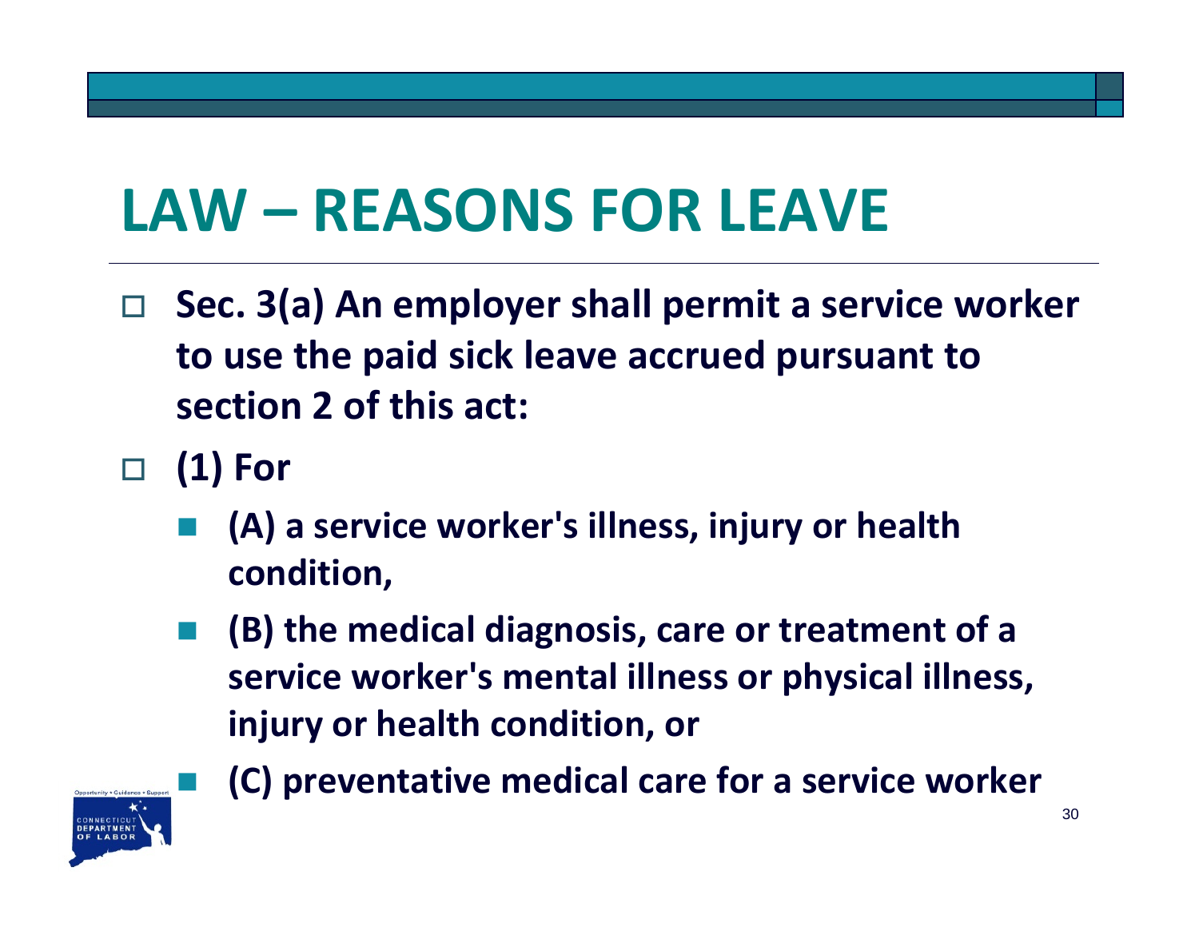# LAW – REASONS FOR LEAVE

- **Sec. 3(a) An employer shall permit a service worker to use the paid sick leave accrued pursuant to section 2 of this act:**
- **(1) For**
  - **(A) a service worker's illness, injury or health condition,**
  - **(B) the medical diagnosis, care or treatment of a service worker's mental illness or physical illness, injury or health condition, or**
  - **(C) preventative medical care for a service worker**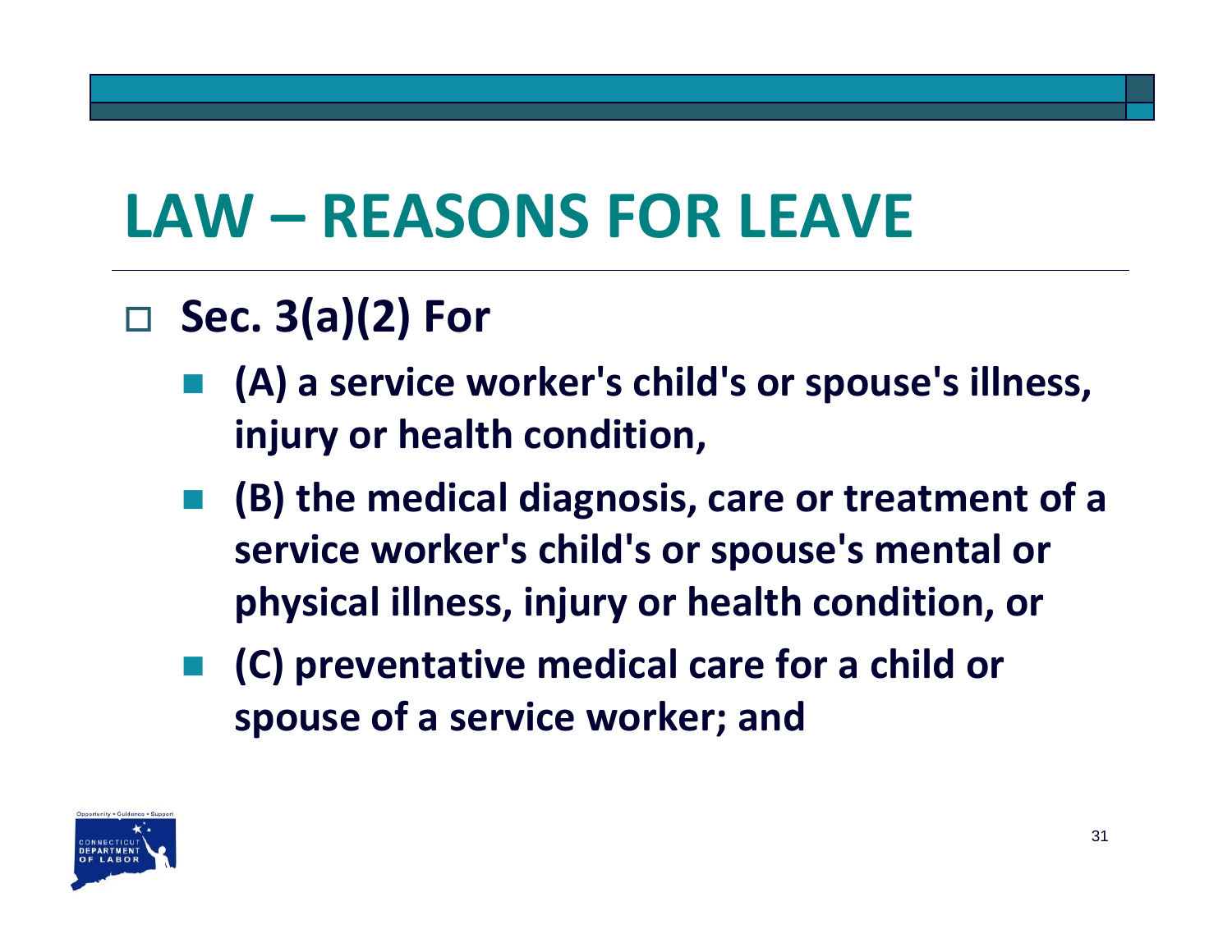# LAW – REASONS FOR LEAVE

- **Sec. 3(a)(2) For**
  - **(A) a service worker's child's or spouse's illness, injury or health condition,**
  - **(B) the medical diagnosis, care or treatment of a service worker's child's or spouse's mental or physical illness, injury or health condition, or**
  - **(C) preventative medical care for a child or spouse of a service worker; and**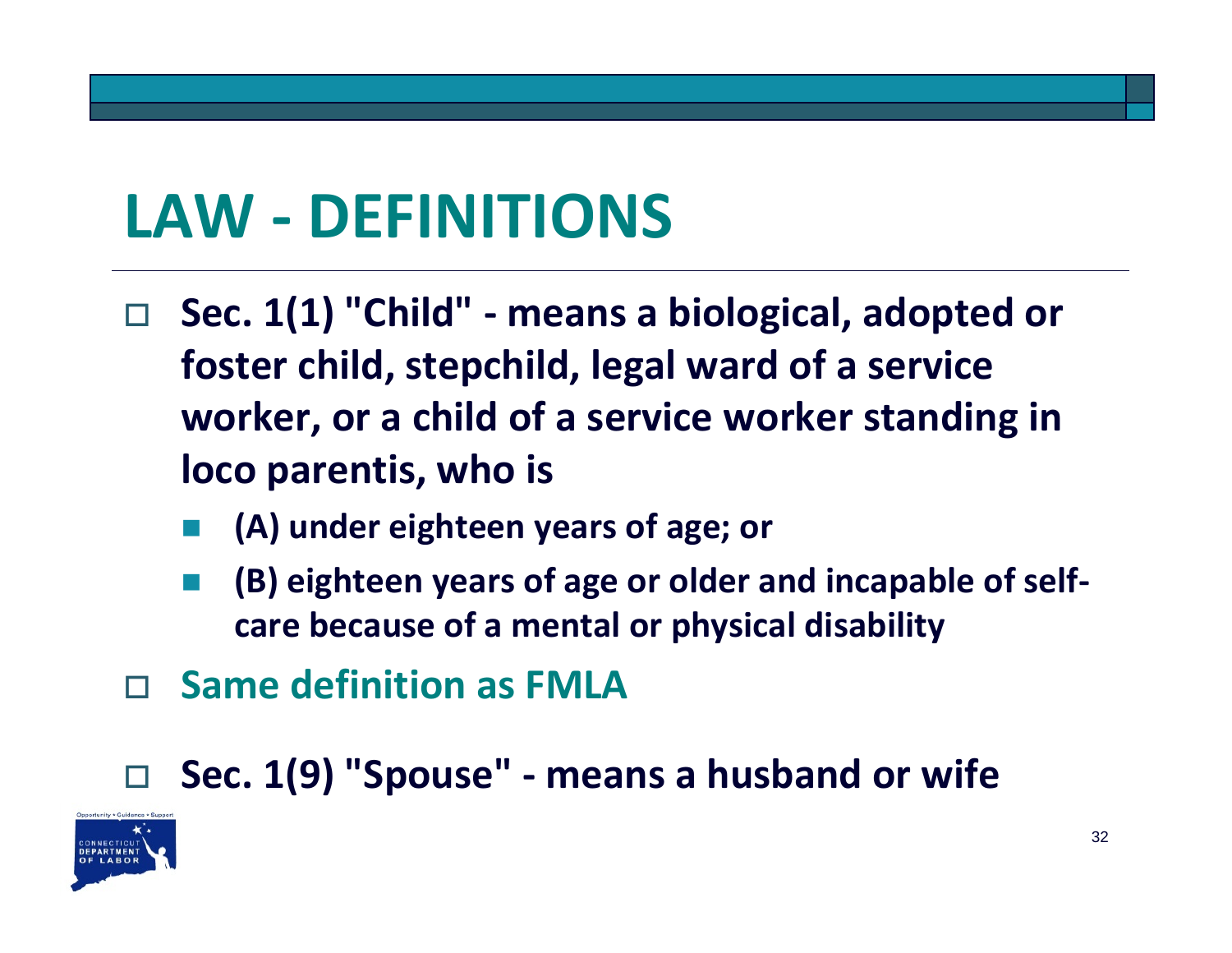# LAW - DEFINITIONS

- **Sec. 1(1) "Child" - means a biological, adopted or foster child, stepchild, legal ward of a service worker, or a child of a service worker standing in loco parentis, who is**
  - **(A) under eighteen years of age; or**
  - **(B) eighteen years of age or older and incapable of self-care because of a mental or physical disability**
- **Same definition as FMLA**
- **Sec. 1(9) "Spouse" - means a husband or wife**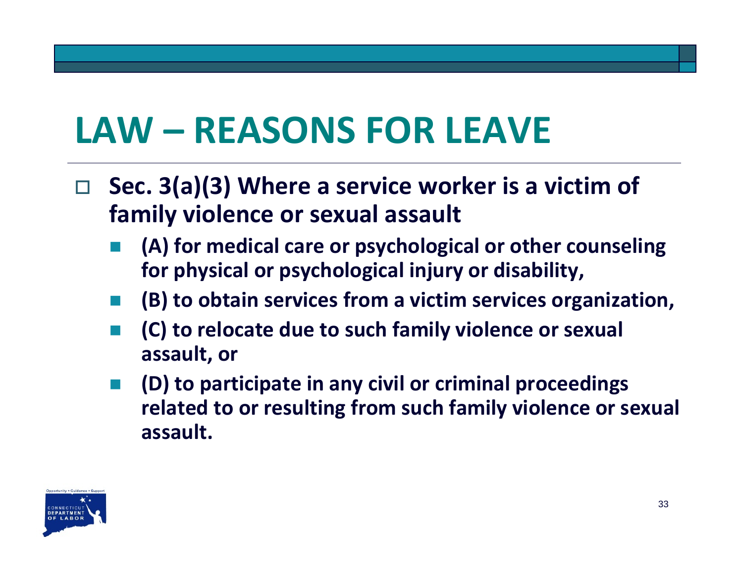# LAW – REASONS FOR LEAVE

- **Sec. 3(a)(3) Where a service worker is a victim of family violence or sexual assault**
  - **(A) for medical care or psychological or other counseling for physical or psychological injury or disability,**
  - **(B) to obtain services from a victim services organization,**
  - **(C) to relocate due to such family violence or sexual assault, or**
  - **(D) to participate in any civil or criminal proceedings related to or resulting from such family violence or sexual assault.**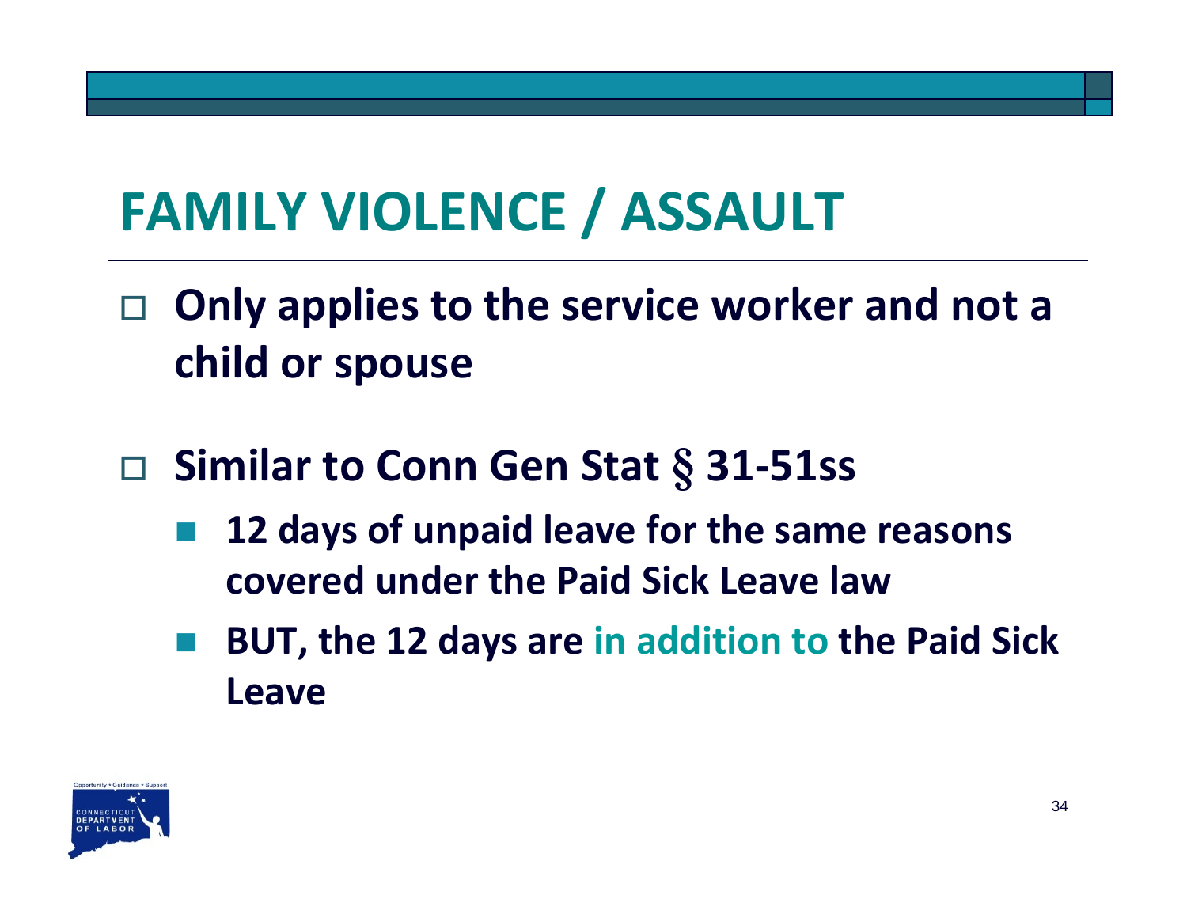# FAMILY VIOLENCE / ASSAULT

- **Only applies to the service worker and not a child or spouse**
- **Similar to Conn Gen Stat § 31-51ss**
  - **12 days of unpaid leave for the same reasons covered under the Paid Sick Leave law**
  - **BUT, the 12 days are in addition to the Paid Sick Leave**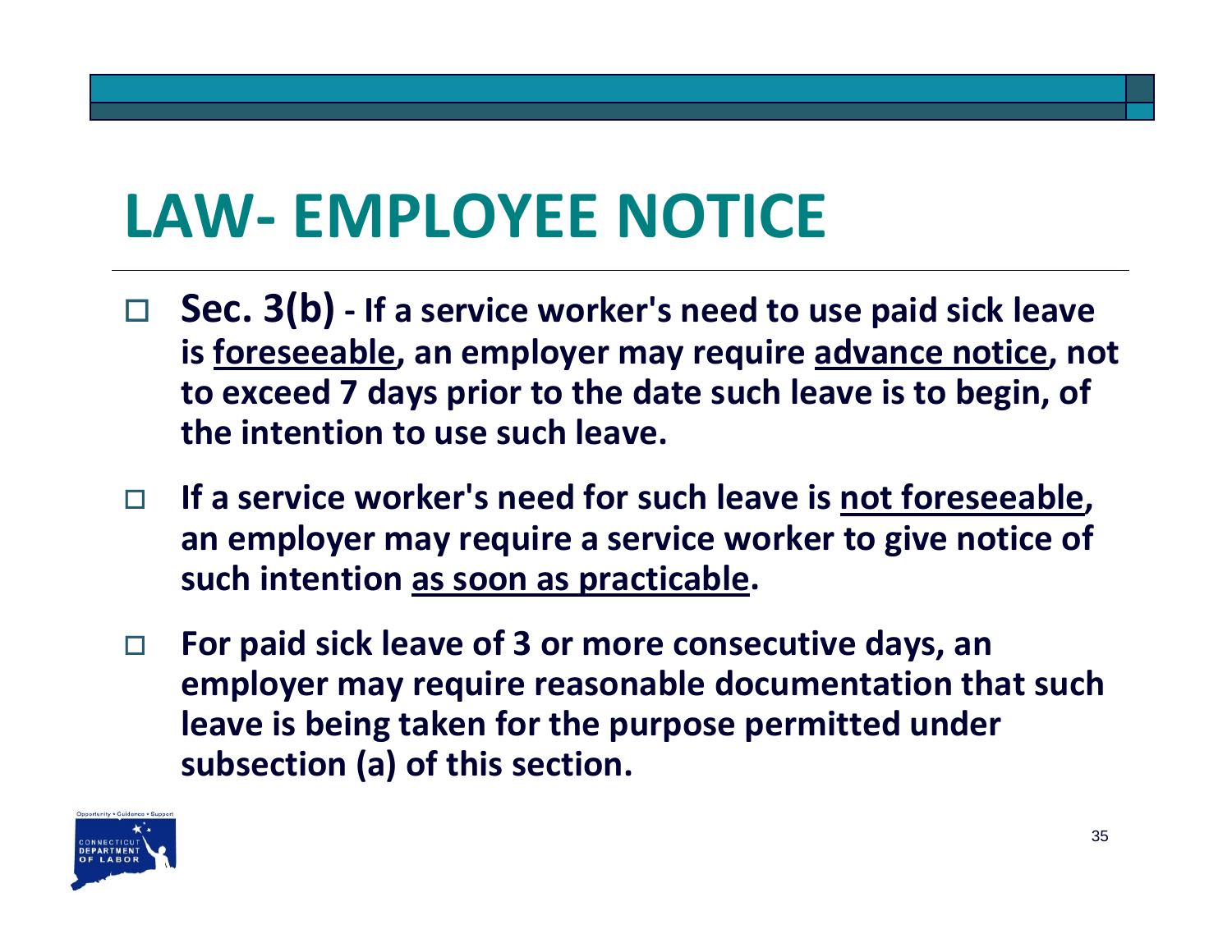# LAW- EMPLOYEE NOTICE

- **Sec. 3(b) - If a service worker's need to use paid sick leave is <u>foreseeable</u>, an employer may require <u>advance notice</u>, not to exceed 7 days prior to the date such leave is to begin, of the intention to use such leave.**
- **If a service worker's need for such leave is <u>not foreseeable</u>, an employer may require a service worker to give notice of such intention <u>as soon as practicable</u>.**
- **For paid sick leave of 3 or more consecutive days, an employer may require reasonable documentation that such leave is being taken for the purpose permitted under subsection (a) of this section.**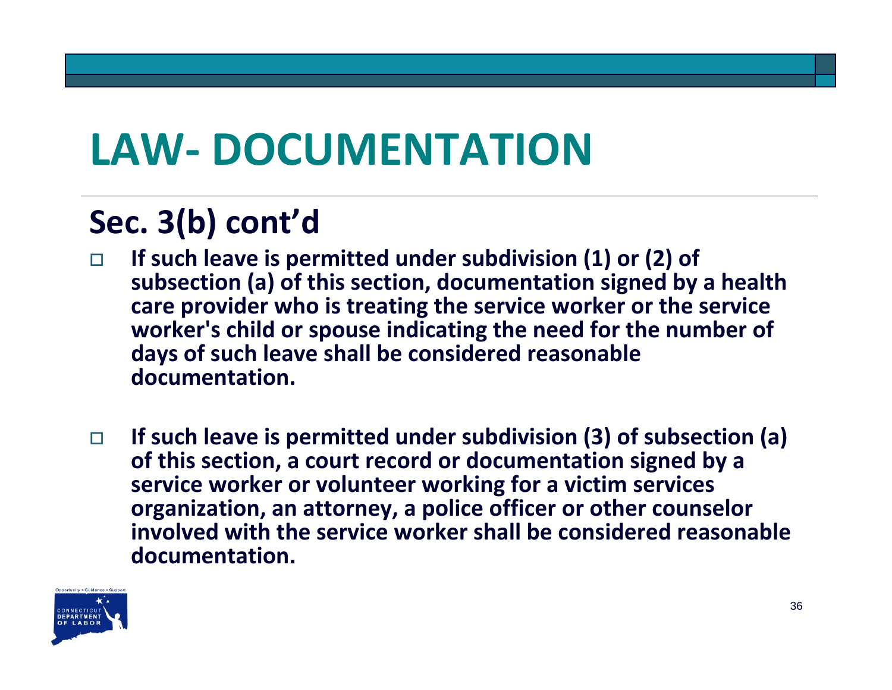# LAW- DOCUMENTATION

## Sec. 3(b) cont'd

- **If such leave is permitted under subdivision (1) or (2) of subsection (a) of this section, documentation signed by a health care provider who is treating the service worker or the service worker's child or spouse indicating the need for the number of days of such leave shall be considered reasonable documentation.**

- **If such leave is permitted under subdivision (3) of subsection (a) of this section, a court record or documentation signed by a service worker or volunteer working for a victim services organization, an attorney, a police officer or other counselor involved with the service worker shall be considered reasonable documentation.**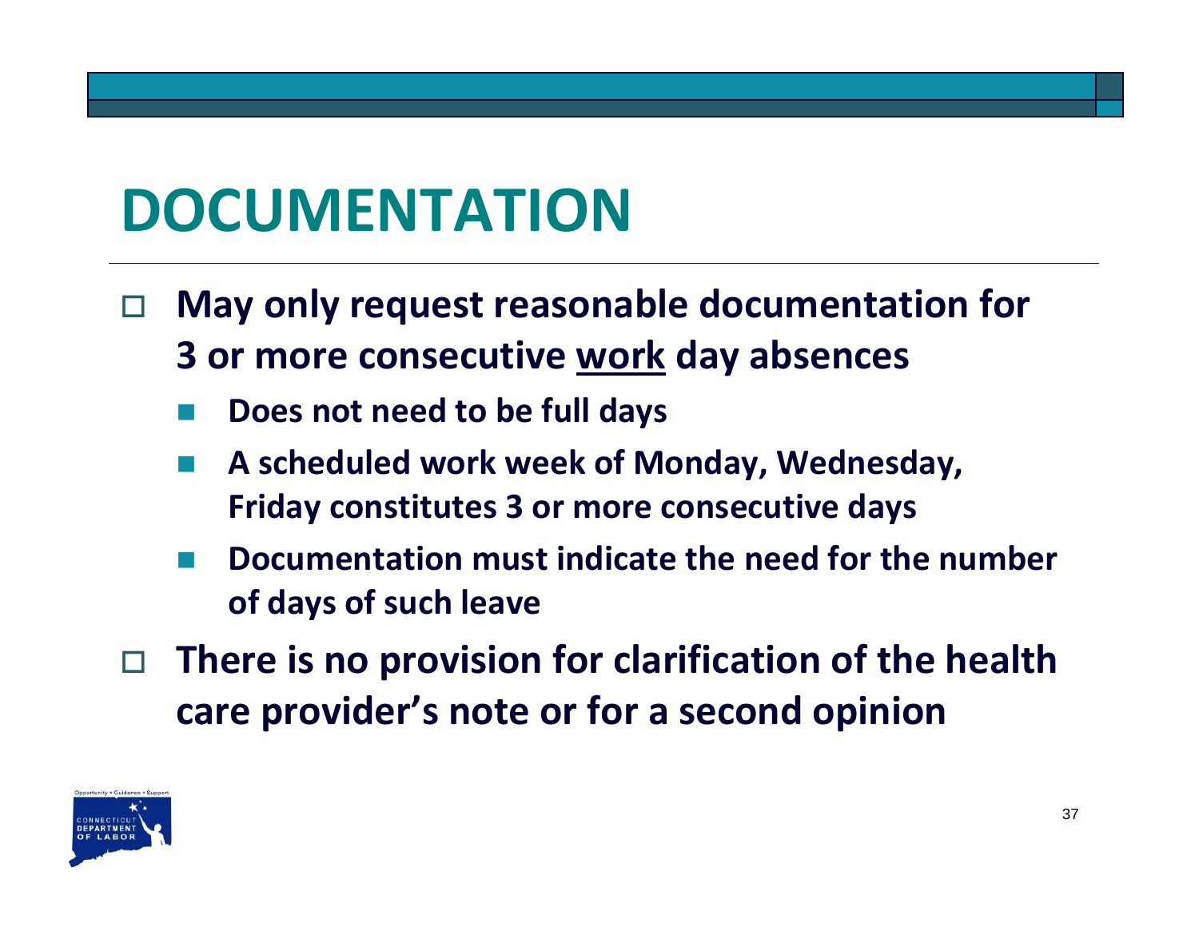# DOCUMENTATION

- **May only request reasonable documentation for 3 or more consecutive work day absences**
  - **Does not need to be full days**
  - **A scheduled work week of Monday, Wednesday, Friday constitutes 3 or more consecutive days**
  - **Documentation must indicate the need for the number of days of such leave**
- **There is no provision for clarification of the health care provider's note or for a second opinion**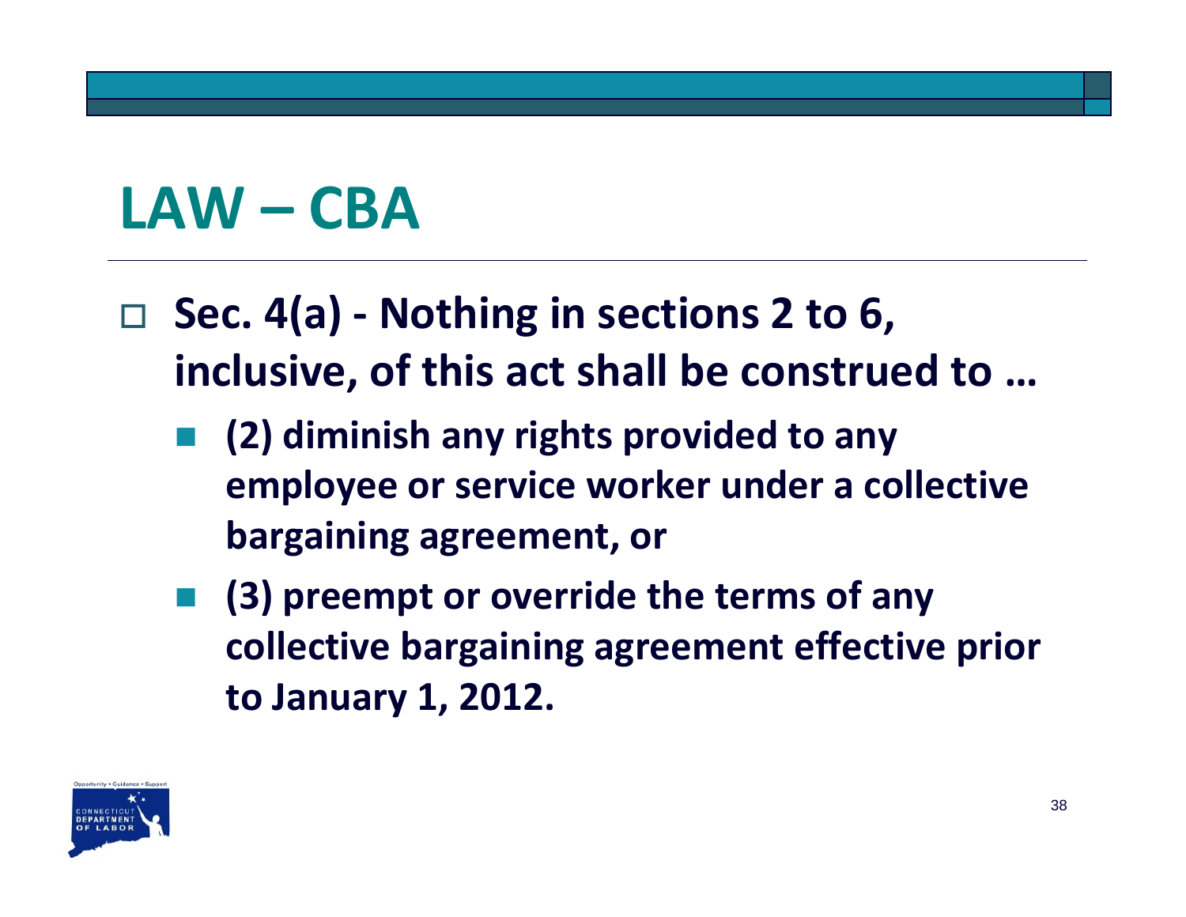# LAW – CBA

- **Sec. 4(a) - Nothing in sections 2 to 6, inclusive, of this act shall be construed to …**
  - **(2) diminish any rights provided to any employee or service worker under a collective bargaining agreement, or**
  - **(3) preempt or override the terms of any collective bargaining agreement effective prior to January 1, 2012.**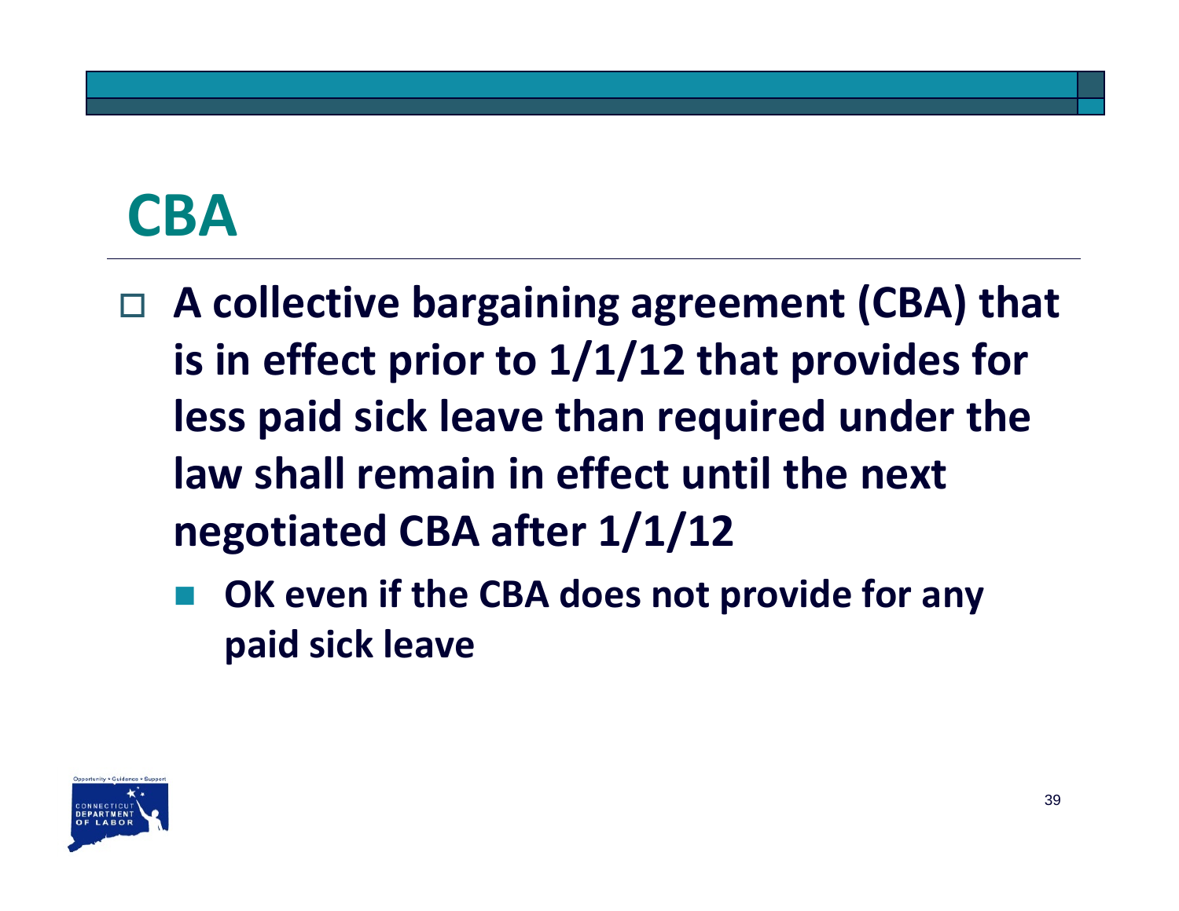# CBA

- A collective bargaining agreement (CBA) that is in effect prior to 1/1/12 that provides for less paid sick leave than required under the law shall remain in effect until the next negotiated CBA after 1/1/12
  - OK even if the CBA does not provide for any paid sick leave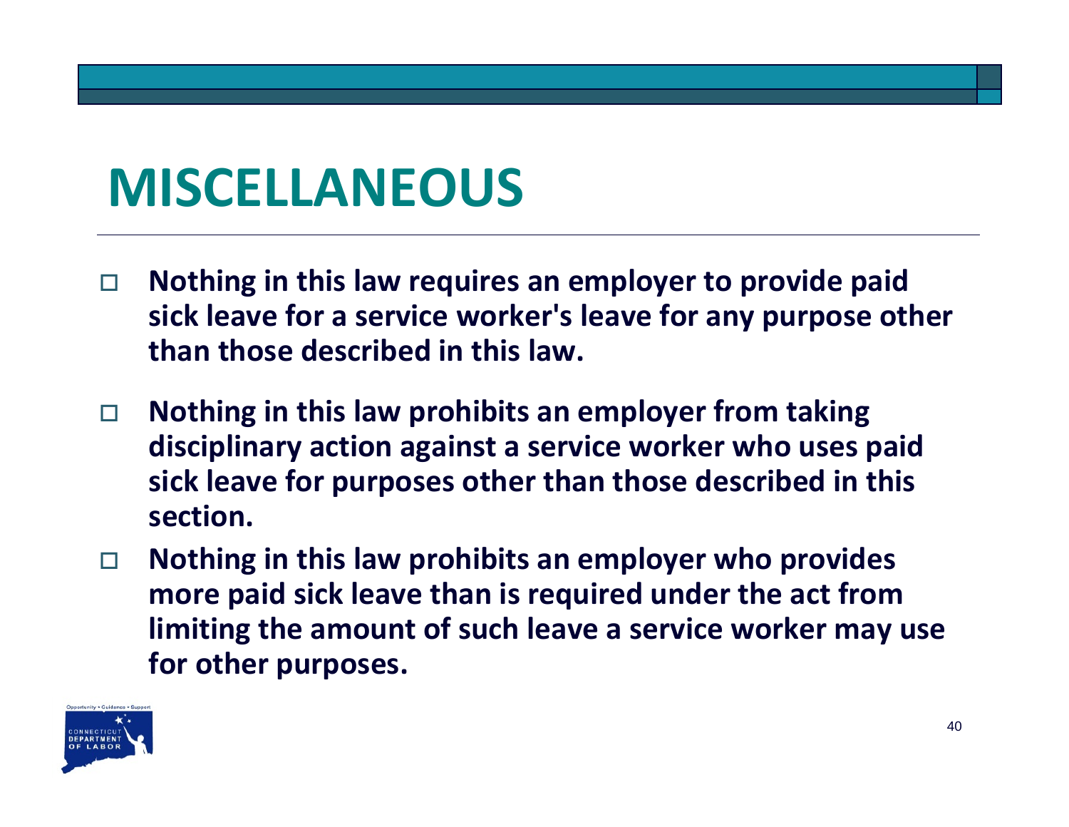# MISCELLANEOUS

- **Nothing in this law requires an employer to provide paid sick leave for a service worker's leave for any purpose other than those described in this law.**
- **Nothing in this law prohibits an employer from taking disciplinary action against a service worker who uses paid sick leave for purposes other than those described in this section.**
- **Nothing in this law prohibits an employer who provides more paid sick leave than is required under the act from limiting the amount of such leave a service worker may use for other purposes.**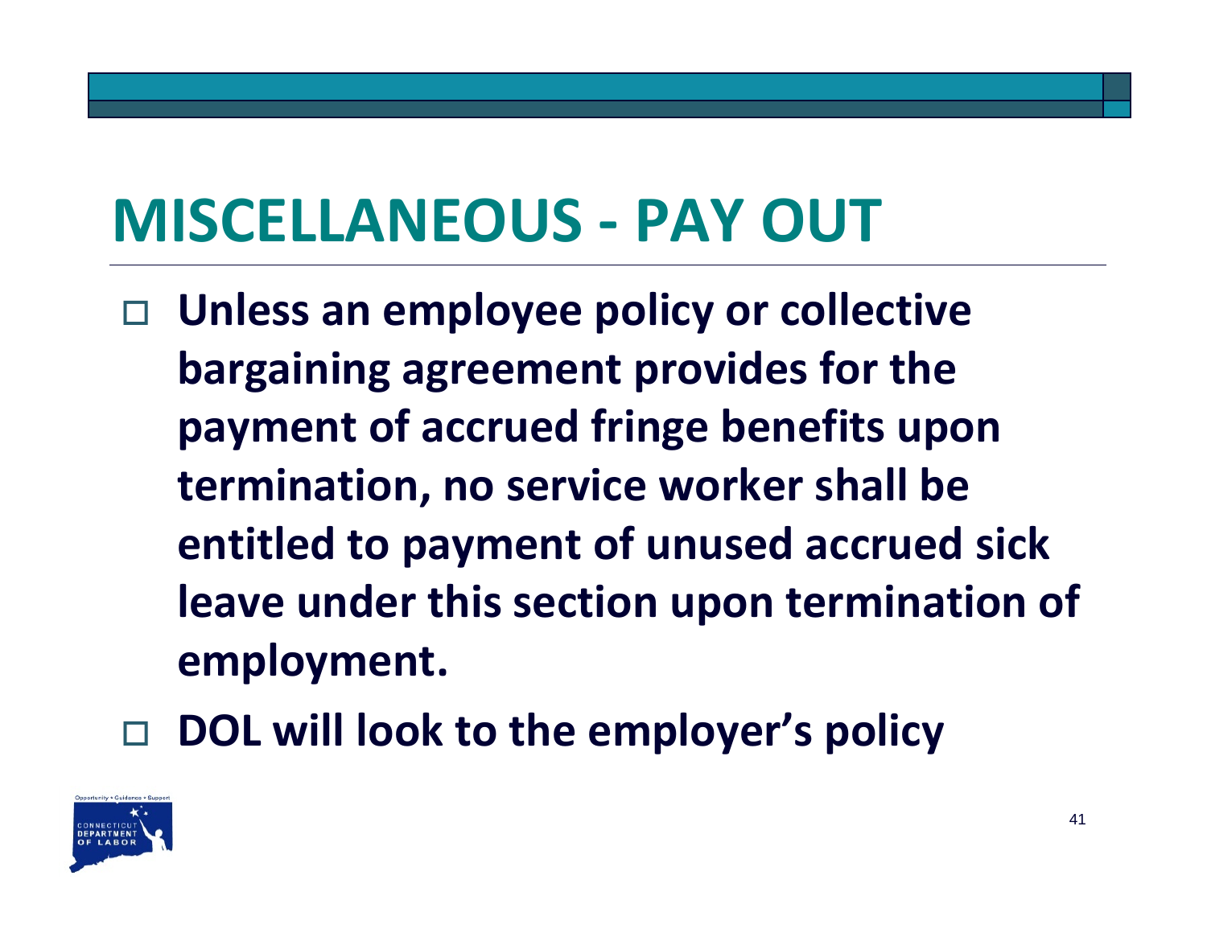# MISCELLANEOUS - PAY OUT

- **Unless an employee policy or collective bargaining agreement provides for the payment of accrued fringe benefits upon termination, no service worker shall be entitled to payment of unused accrued sick leave under this section upon termination of employment.**
- **DOL will look to the employer's policy**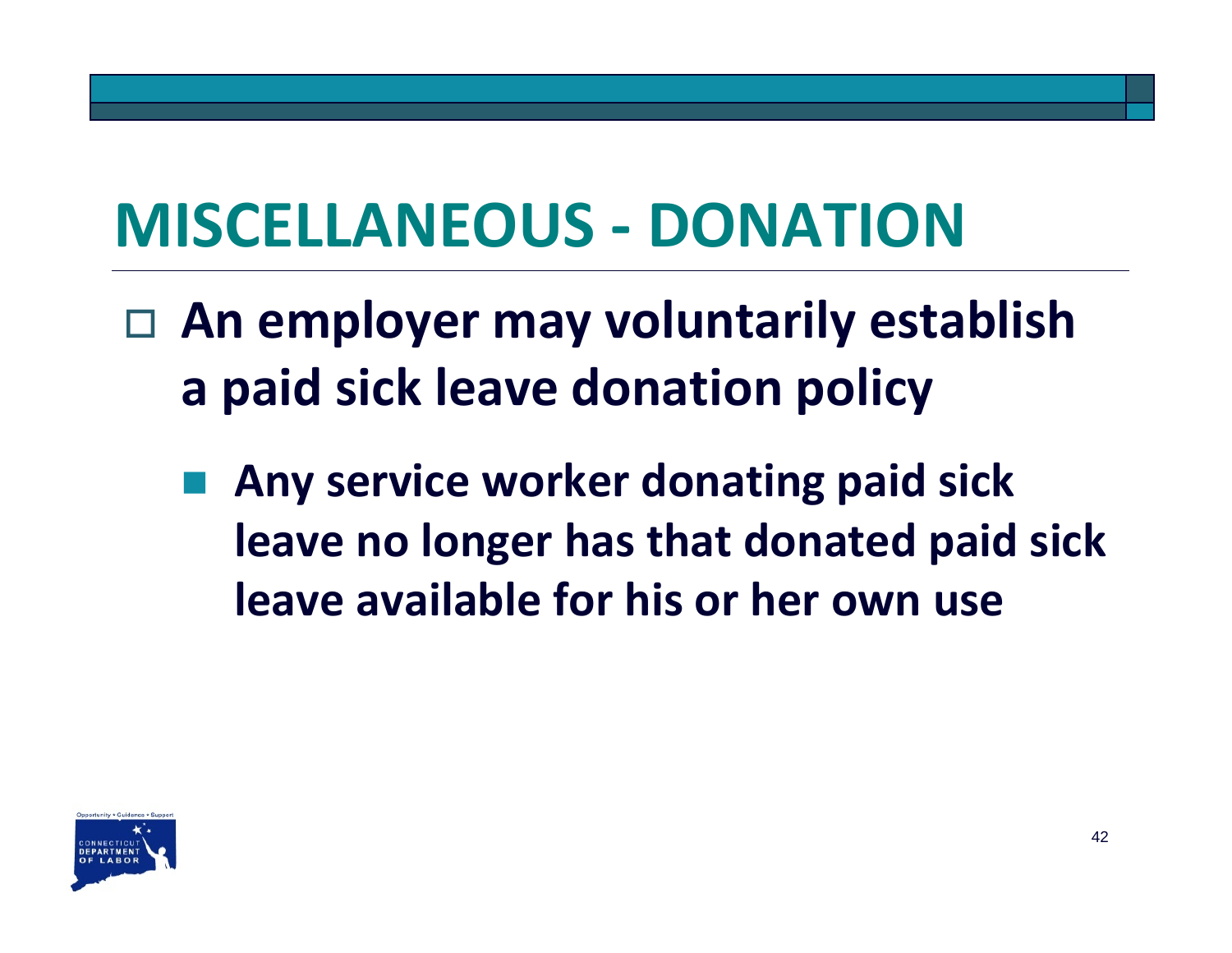# MISCELLANEOUS - DONATION

- **An employer may voluntarily establish a paid sick leave donation policy**
  - **Any service worker donating paid sick leave no longer has that donated paid sick leave available for his or her own use**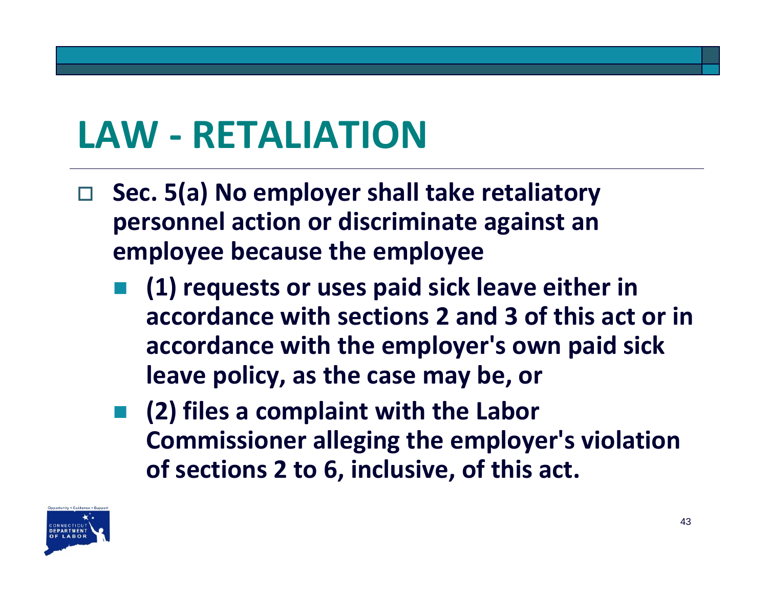# LAW - RETALIATION

- **Sec. 5(a) No employer shall take retaliatory personnel action or discriminate against an employee because the employee**
  - **(1) requests or uses paid sick leave either in accordance with sections 2 and 3 of this act or in accordance with the employer's own paid sick leave policy, as the case may be, or**
  - **(2) files a complaint with the Labor Commissioner alleging the employer's violation of sections 2 to 6, inclusive, of this act.**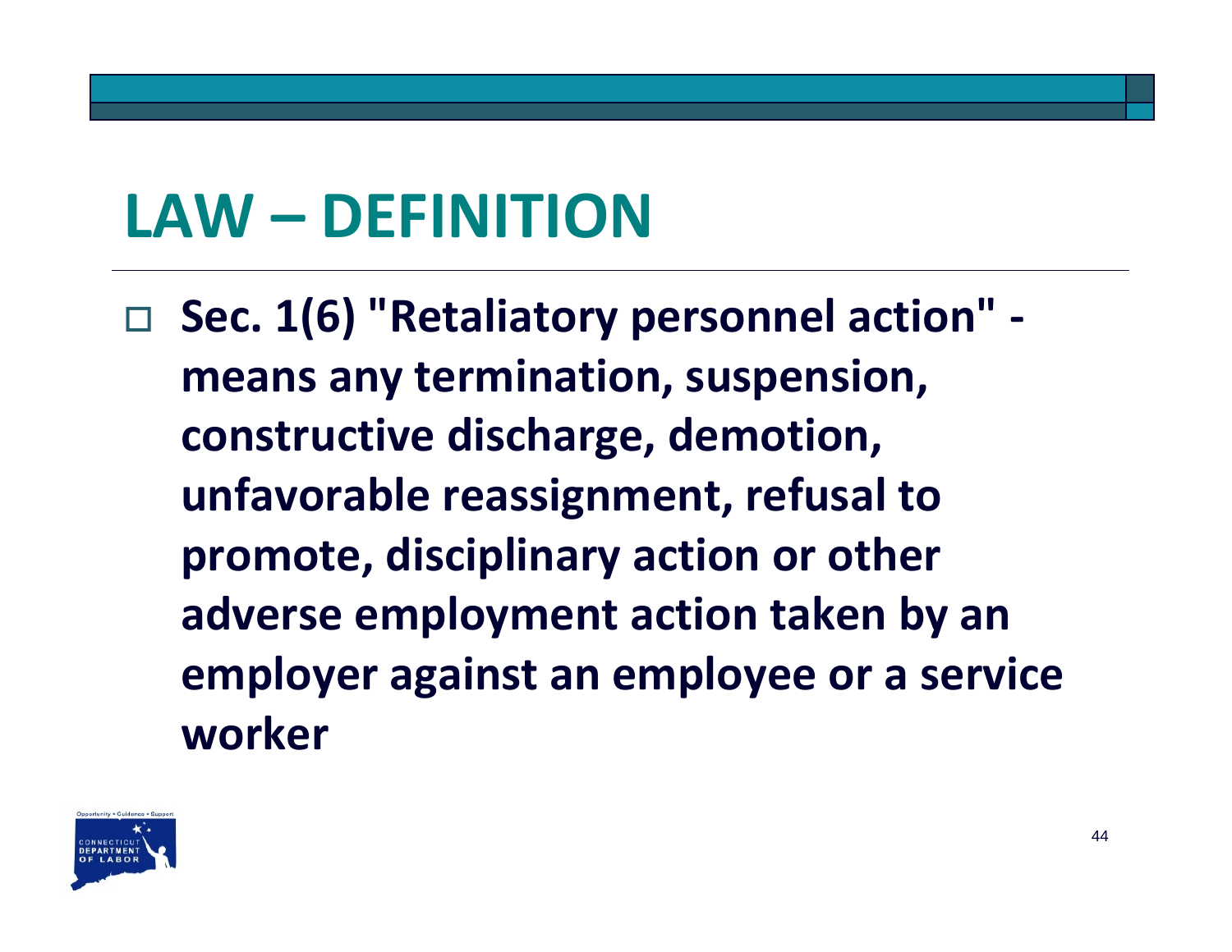# LAW – DEFINITION

- **Sec. 1(6) "Retaliatory personnel action" - means any termination, suspension, constructive discharge, demotion, unfavorable reassignment, refusal to promote, disciplinary action or other adverse employment action taken by an employer against an employee or a service worker**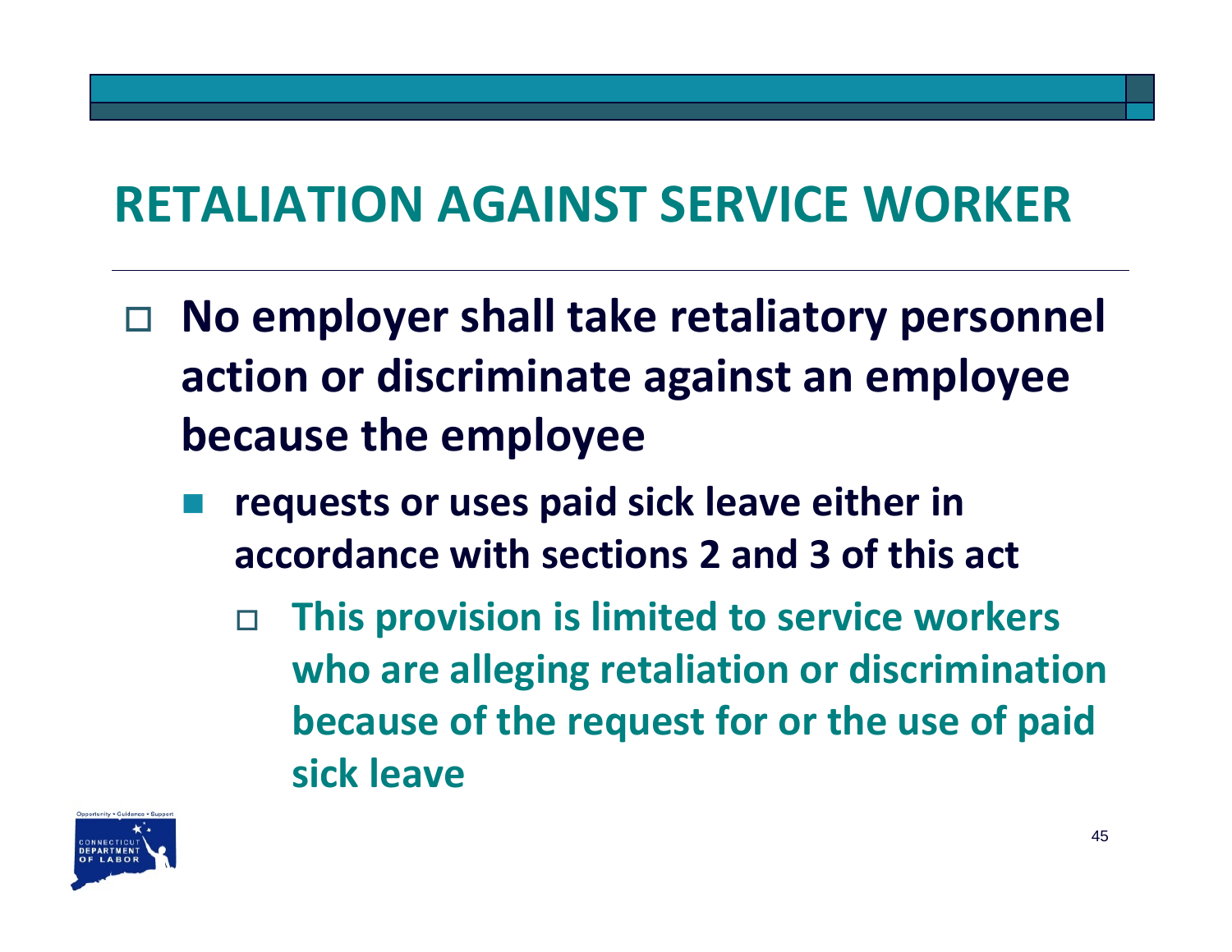# RETALIATION AGAINST SERVICE WORKER

- No employer shall take retaliatory personnel action or discriminate against an employee because the employee
  - requests or uses paid sick leave either in accordance with sections 2 and 3 of this act
    - This provision is limited to service workers who are alleging retaliation or discrimination because of the request for or the use of paid sick leave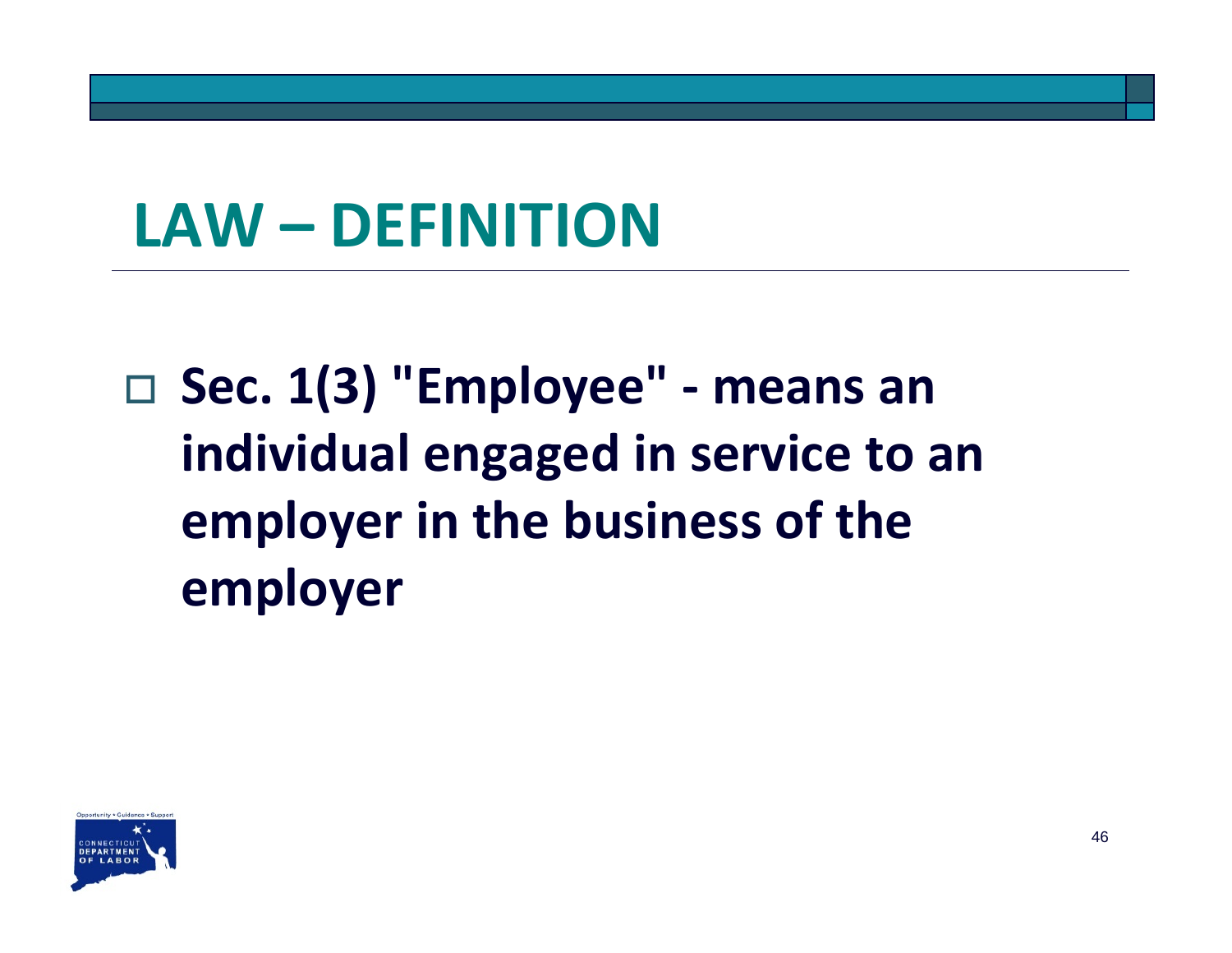# LAW – DEFINITION

- **Sec. 1(3) "Employee" - means an individual engaged in service to an employer in the business of the employer**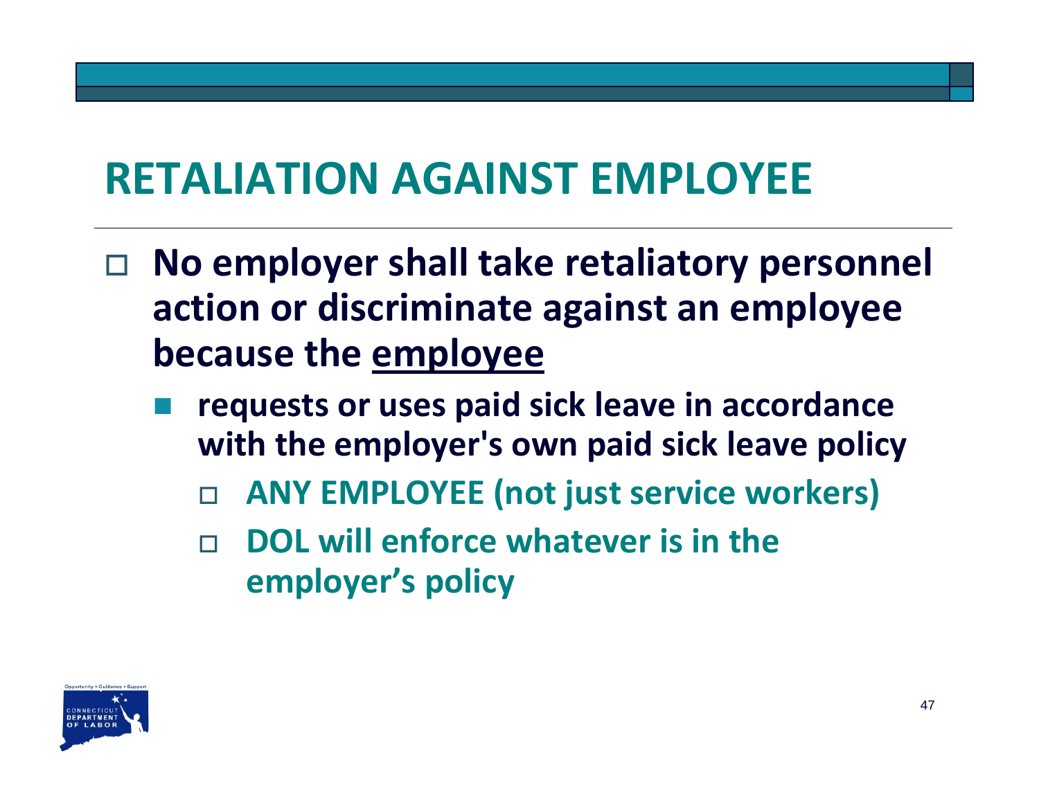# RETALIATION AGAINST EMPLOYEE

- **No employer shall take retaliatory personnel action or discriminate against an employee because the <u>employee</u>**
  - **requests or uses paid sick leave in accordance with the employer's own paid sick leave policy**
    - **ANY EMPLOYEE (not just service workers)**
    - **DOL will enforce whatever is in the employer's policy**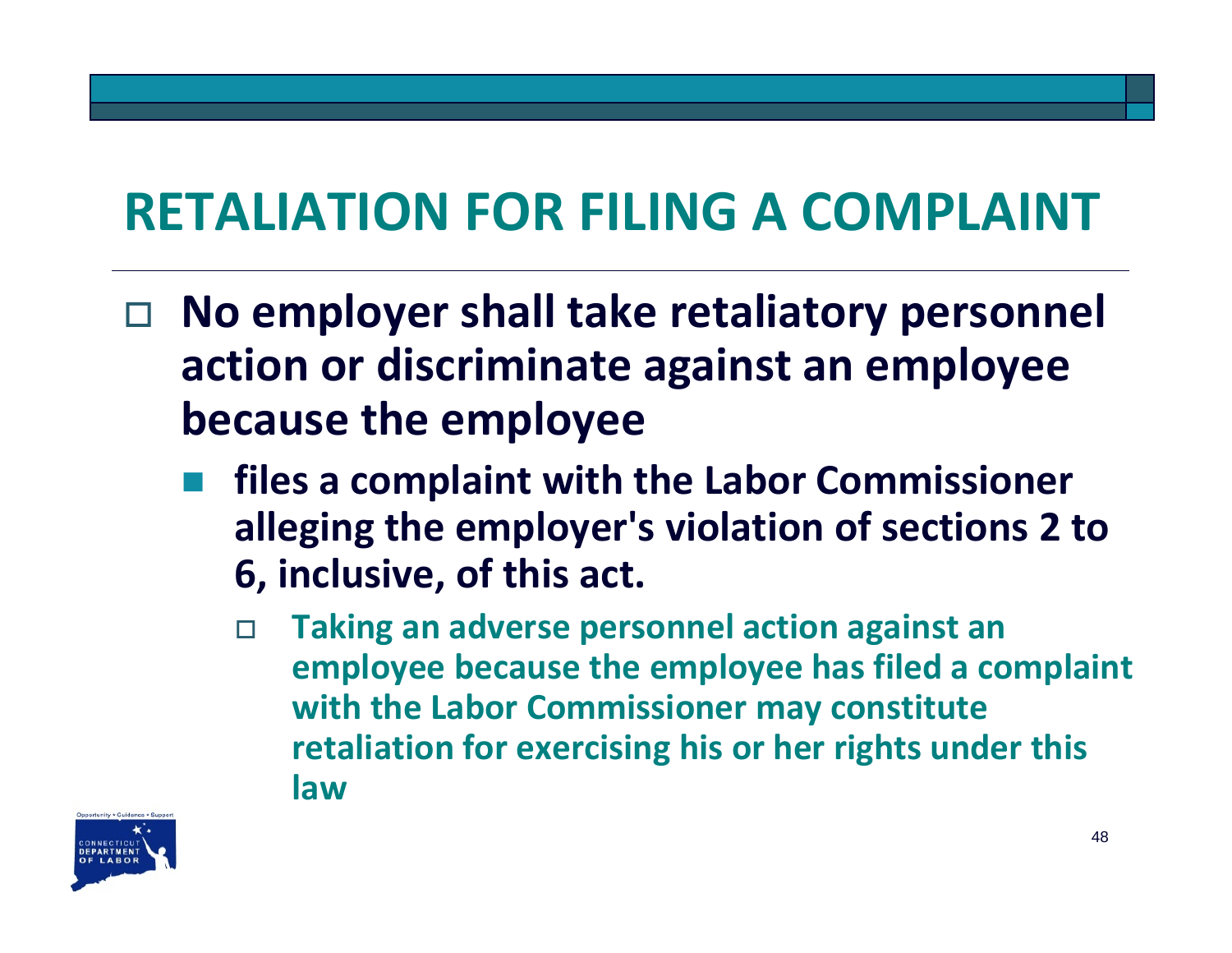# RETALIATION FOR FILING A COMPLAINT

- **No employer shall take retaliatory personnel action or discriminate against an employee because the employee**
  - **files a complaint with the Labor Commissioner alleging the employer's violation of sections 2 to 6, inclusive, of this act.**
    - **Taking an adverse personnel action against an employee because the employee has filed a complaint with the Labor Commissioner may constitute retaliation for exercising his or her rights under this law**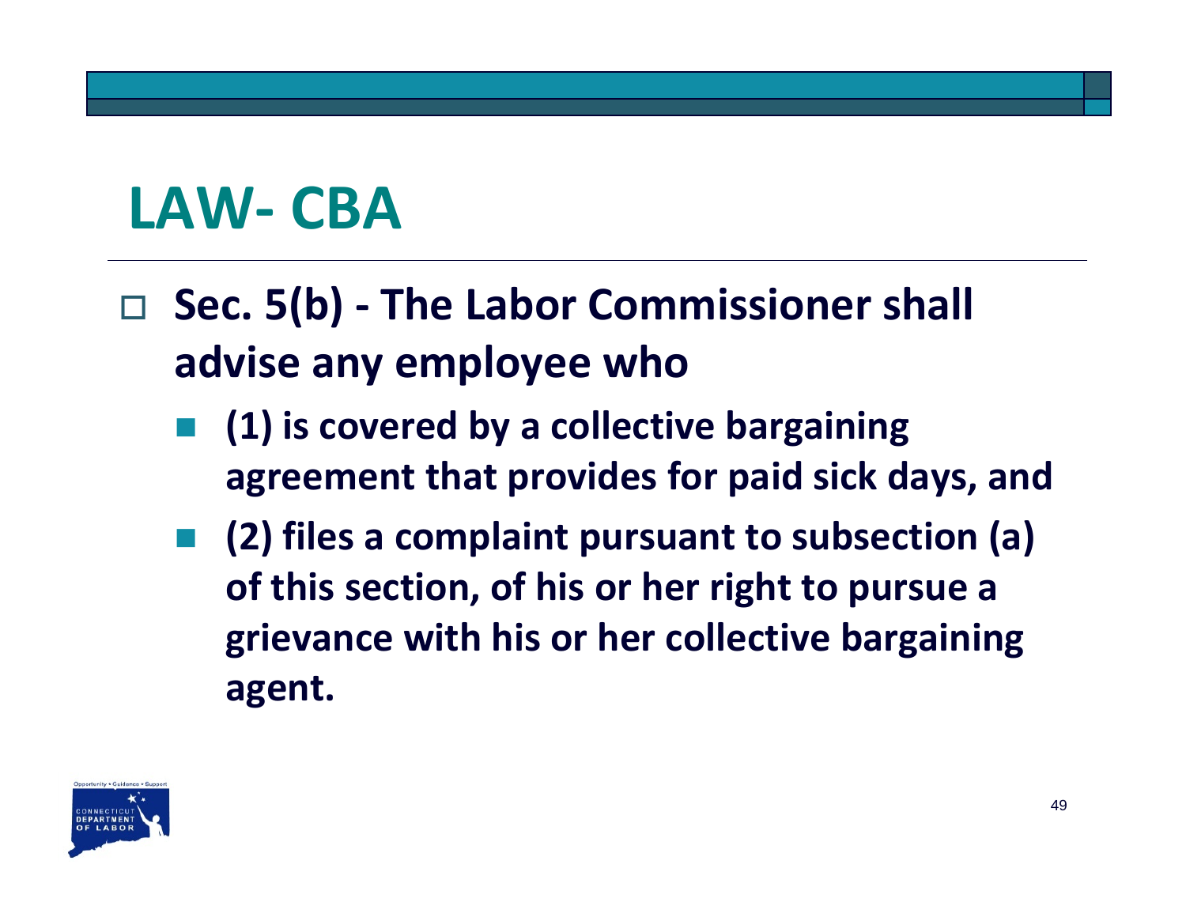# LAW- CBA

- **Sec. 5(b) - The Labor Commissioner shall advise any employee who**
  - **(1) is covered by a collective bargaining agreement that provides for paid sick days, and**
  - **(2) files a complaint pursuant to subsection (a) of this section, of his or her right to pursue a grievance with his or her collective bargaining agent.**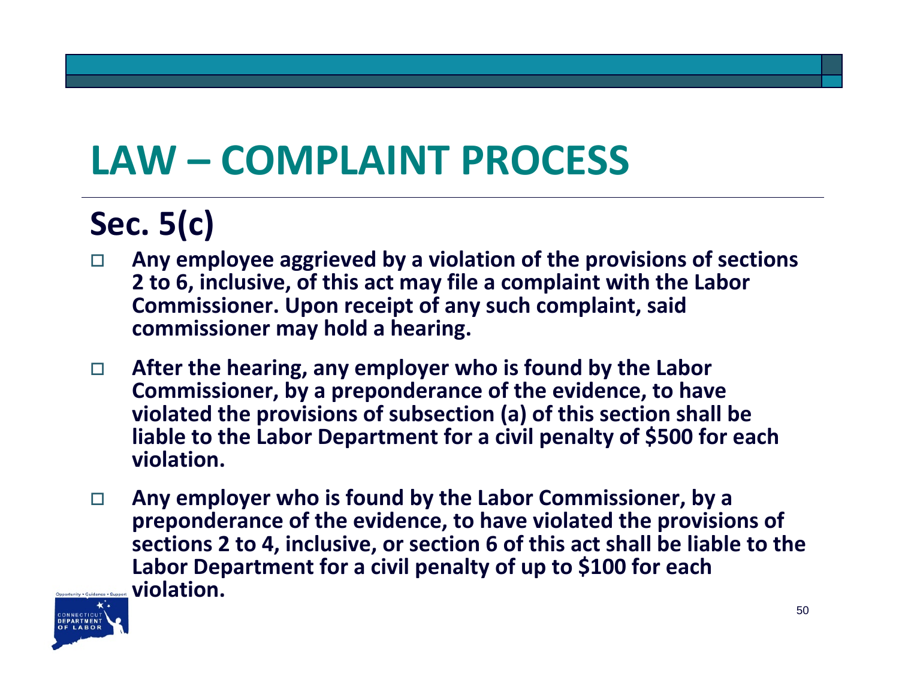# LAW – COMPLAINT PROCESS

## Sec. 5(c)

- **Any employee aggrieved by a violation of the provisions of sections 2 to 6, inclusive, of this act may file a complaint with the Labor Commissioner. Upon receipt of any such complaint, said commissioner may hold a hearing.**
- **After the hearing, any employer who is found by the Labor Commissioner, by a preponderance of the evidence, to have violated the provisions of subsection (a) of this section shall be liable to the Labor Department for a civil penalty of $500 for each violation.**
- **Any employer who is found by the Labor Commissioner, by a preponderance of the evidence, to have violated the provisions of sections 2 to 4, inclusive, or section 6 of this act shall be liable to the Labor Department for a civil penalty of up to $100 for each violation.**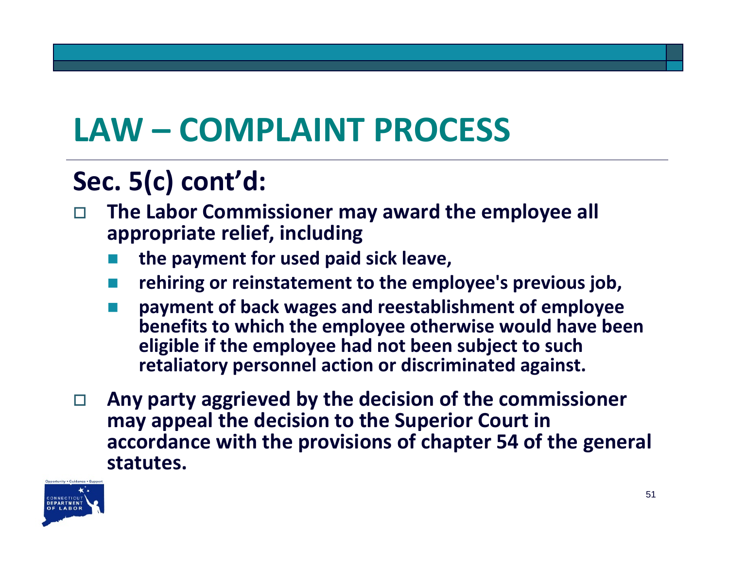# LAW – COMPLAINT PROCESS

## Sec. 5(c) cont'd:

- **The Labor Commissioner may award the employee all appropriate relief, including**
  - **the payment for used paid sick leave,**
  - **rehiring or reinstatement to the employee's previous job,**
  - **payment of back wages and reestablishment of employee benefits to which the employee otherwise would have been eligible if the employee had not been subject to such retaliatory personnel action or discriminated against.**
- **Any party aggrieved by the decision of the commissioner may appeal the decision to the Superior Court in accordance with the provisions of chapter 54 of the general statutes.**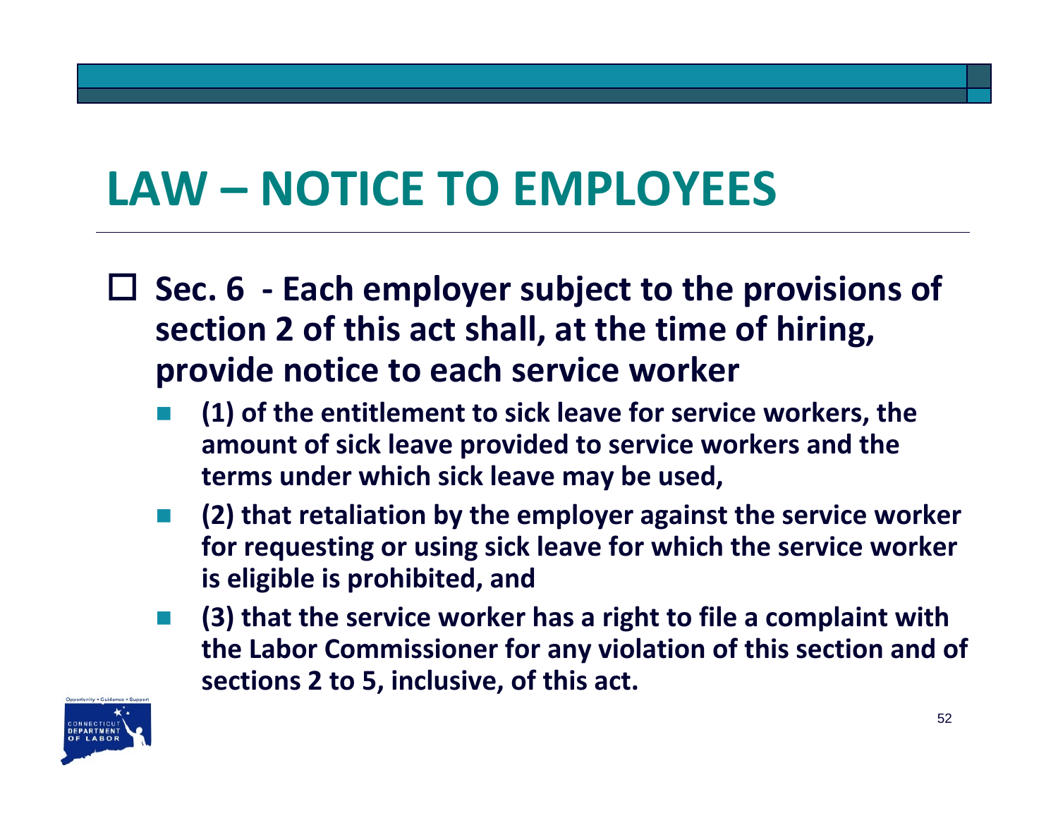# LAW – NOTICE TO EMPLOYEES

- **Sec. 6 - Each employer subject to the provisions of section 2 of this act shall, at the time of hiring, provide notice to each service worker**
  - **(1) of the entitlement to sick leave for service workers, the amount of sick leave provided to service workers and the terms under which sick leave may be used,**
  - **(2) that retaliation by the employer against the service worker for requesting or using sick leave for which the service worker is eligible is prohibited, and**
  - **(3) that the service worker has a right to file a complaint with the Labor Commissioner for any violation of this section and of sections 2 to 5, inclusive, of this act.**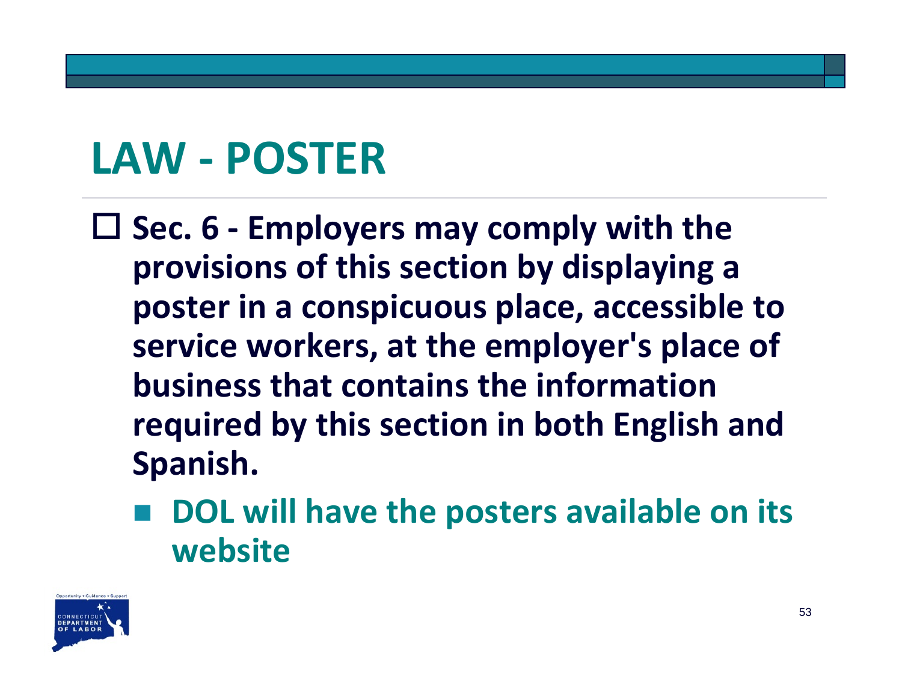# LAW - POSTER

- Sec. 6 - Employers may comply with the provisions of this section by displaying a poster in a conspicuous place, accessible to service workers, at the employer's place of business that contains the information required by this section in both English and Spanish.
  - DOL will have the posters available on its website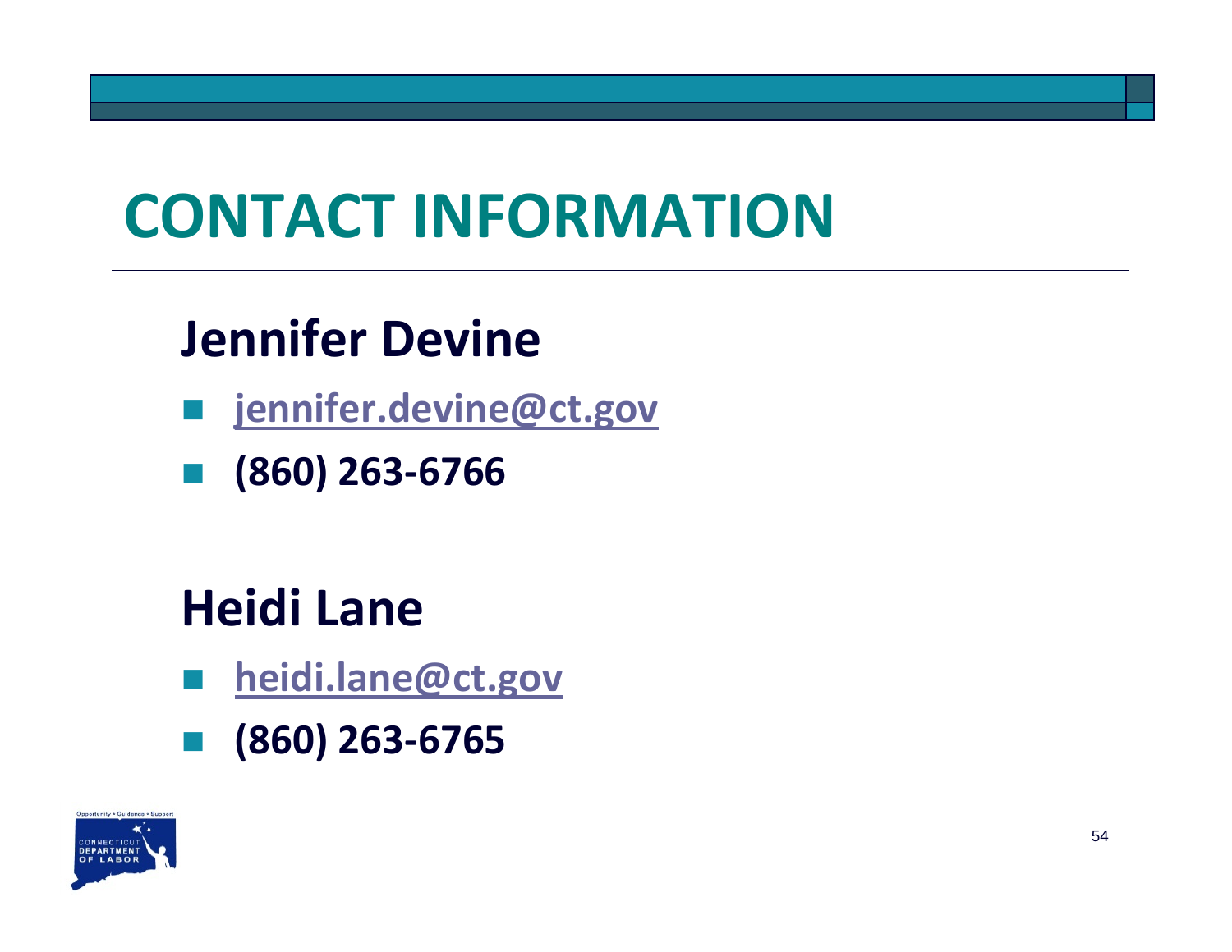# CONTACT INFORMATION

## Jennifer Devine

- jennifer.devine@ct.gov
- **(860) 263-6766**

## Heidi Lane

- heidi.lane@ct.gov
- **(860) 263-6765**